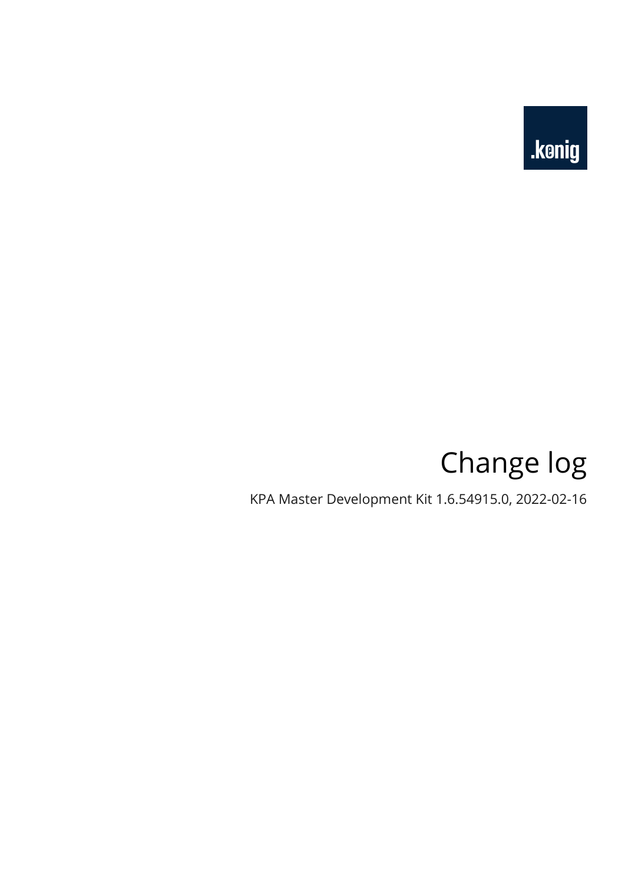.konig

# Change log

KPA Master Development Kit 1.6.54915.0, 2022-02-16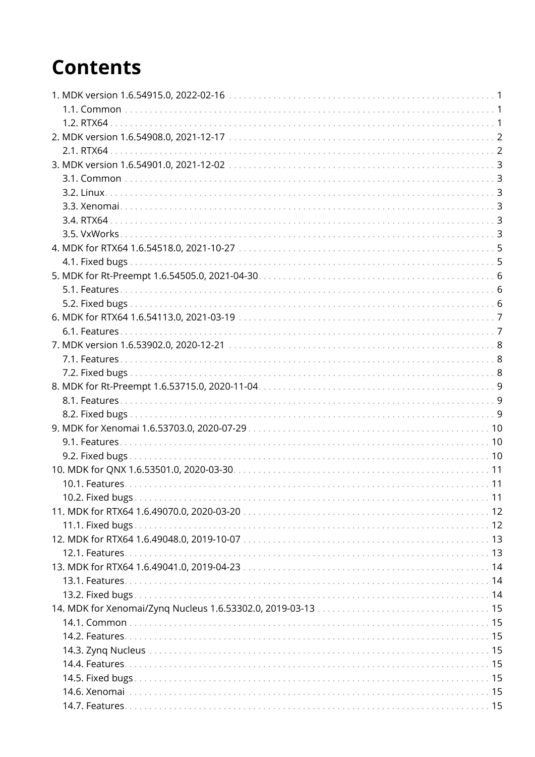# Contents

- 1. MDK version 1.6.54915.0, 2022-02-16 ... 1
  - 1.1. Common ... 1
  - 1.2. RTX64 ... 1
- 2. MDK version 1.6.54908.0, 2021-12-17 ... 2
  - 2.1. RTX64 ... 2
- 3. MDK version 1.6.54901.0, 2021-12-02 ... 3
  - 3.1. Common ... 3
  - 3.2. Linux ... 3
  - 3.3. Xenomai ... 3
  - 3.4. RTX64 ... 3
  - 3.5. VxWorks ... 3
- 4. MDK for RTX64 1.6.54518.0, 2021-10-27 ... 5
  - 4.1. Fixed bugs ... 5
- 5. MDK for Rt-Preempt 1.6.54505.0, 2021-04-30 ... 6
  - 5.1. Features ... 6
  - 5.2. Fixed bugs ... 6
- 6. MDK for RTX64 1.6.54113.0, 2021-03-19 ... 7
  - 6.1. Features ... 7
- 7. MDK version 1.6.53902.0, 2020-12-21 ... 8
  - 7.1. Features ... 8
  - 7.2. Fixed bugs ... 8
- 8. MDK for Rt-Preempt 1.6.53715.0, 2020-11-04 ... 9
  - 8.1. Features ... 9
  - 8.2. Fixed bugs ... 9
- 9. MDK for Xenomai 1.6.53703.0, 2020-07-29 ... 10
  - 9.1. Features ... 10
  - 9.2. Fixed bugs ... 10
- 10. MDK for QNX 1.6.53501.0, 2020-03-30 ... 11
  - 10.1. Features ... 11
  - 10.2. Fixed bugs ... 11
- 11. MDK for RTX64 1.6.49070.0, 2020-03-20 ... 12
  - 11.1. Fixed bugs ... 12
- 12. MDK for RTX64 1.6.49048.0, 2019-10-07 ... 13
  - 12.1. Features ... 13
- 13. MDK for RTX64 1.6.49041.0, 2019-04-23 ... 14
  - 13.1. Features ... 14
  - 13.2. Fixed bugs ... 14
- 14. MDK for Xenomai/Zynq Nucleus 1.6.53302.0, 2019-03-13 ... 15
  - 14.1. Common ... 15
  - 14.2. Features ... 15
  - 14.3. Zynq Nucleus ... 15
  - 14.4. Features ... 15
  - 14.5. Fixed bugs ... 15
  - 14.6. Xenomai ... 15
  - 14.7. Features ... 15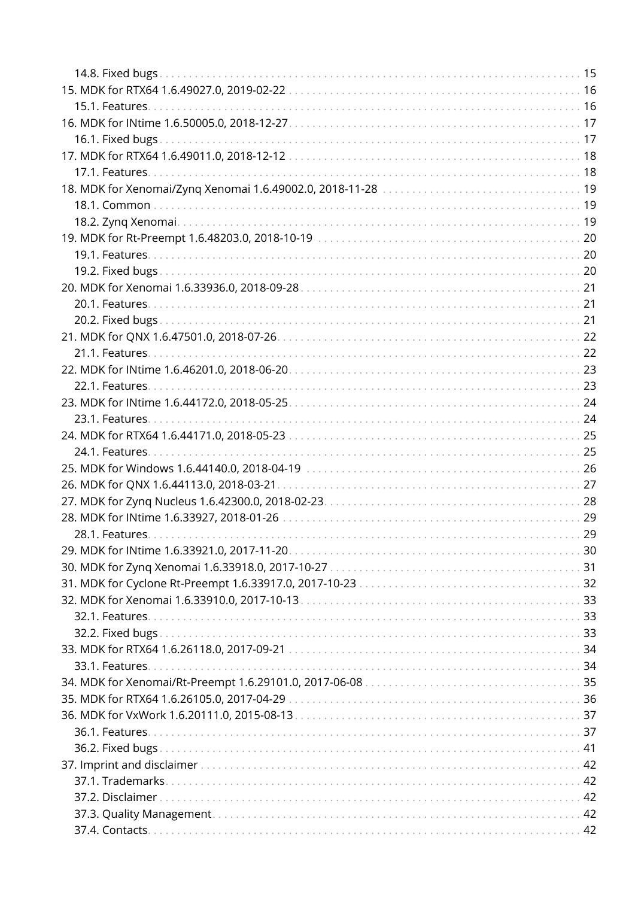- 14.8. Fixed bugs . . . 15
- 15. MDK for RTX64 1.6.49027.0, 2019-02-22 . . . 16
  - 15.1. Features . . . 16
- 16. MDK for INtime 1.6.50005.0, 2018-12-27 . . . 17
  - 16.1. Fixed bugs . . . 17
- 17. MDK for RTX64 1.6.49011.0, 2018-12-12 . . . 18
  - 17.1. Features . . . 18
- 18. MDK for Xenomai/Zynq Xenomai 1.6.49002.0, 2018-11-28 . . . 19
  - 18.1. Common . . . 19
  - 18.2. Zynq Xenomai . . . 19
- 19. MDK for Rt-Preempt 1.6.48203.0, 2018-10-19 . . . 20
  - 19.1. Features . . . 20
  - 19.2. Fixed bugs . . . 20
- 20. MDK for Xenomai 1.6.33936.0, 2018-09-28 . . . 21
  - 20.1. Features . . . 21
  - 20.2. Fixed bugs . . . 21
- 21. MDK for QNX 1.6.47501.0, 2018-07-26 . . . 22
  - 21.1. Features . . . 22
- 22. MDK for INtime 1.6.46201.0, 2018-06-20 . . . 23
  - 22.1. Features . . . 23
- 23. MDK for INtime 1.6.44172.0, 2018-05-25 . . . 24
  - 23.1. Features . . . 24
- 24. MDK for RTX64 1.6.44171.0, 2018-05-23 . . . 25
  - 24.1. Features . . . 25
- 25. MDK for Windows 1.6.44140.0, 2018-04-19 . . . 26
- 26. MDK for QNX 1.6.44113.0, 2018-03-21 . . . 27
- 27. MDK for Zynq Nucleus 1.6.42300.0, 2018-02-23 . . . 28
- 28. MDK for INtime 1.6.33927, 2018-01-26 . . . 29
  - 28.1. Features . . . 29
- 29. MDK for INtime 1.6.33921.0, 2017-11-20 . . . 30
- 30. MDK for Zynq Xenomai 1.6.33918.0, 2017-10-27 . . . 31
- 31. MDK for Cyclone Rt-Preempt 1.6.33917.0, 2017-10-23 . . . 32
- 32. MDK for Xenomai 1.6.33910.0, 2017-10-13 . . . 33
  - 32.1. Features . . . 33
  - 32.2. Fixed bugs . . . 33
- 33. MDK for RTX64 1.6.26118.0, 2017-09-21 . . . 34
  - 33.1. Features . . . 34
- 34. MDK for Xenomai/Rt-Preempt 1.6.29101.0, 2017-06-08 . . . 35
- 35. MDK for RTX64 1.6.26105.0, 2017-04-29 . . . 36
- 36. MDK for VxWork 1.6.20111.0, 2015-08-13 . . . 37
  - 36.1. Features . . . 37
  - 36.2. Fixed bugs . . . 41
- 37. Imprint and disclaimer . . . 42
  - 37.1. Trademarks . . . 42
  - 37.2. Disclaimer . . . 42
  - 37.3. Quality Management . . . 42
  - 37.4. Contacts . . . 42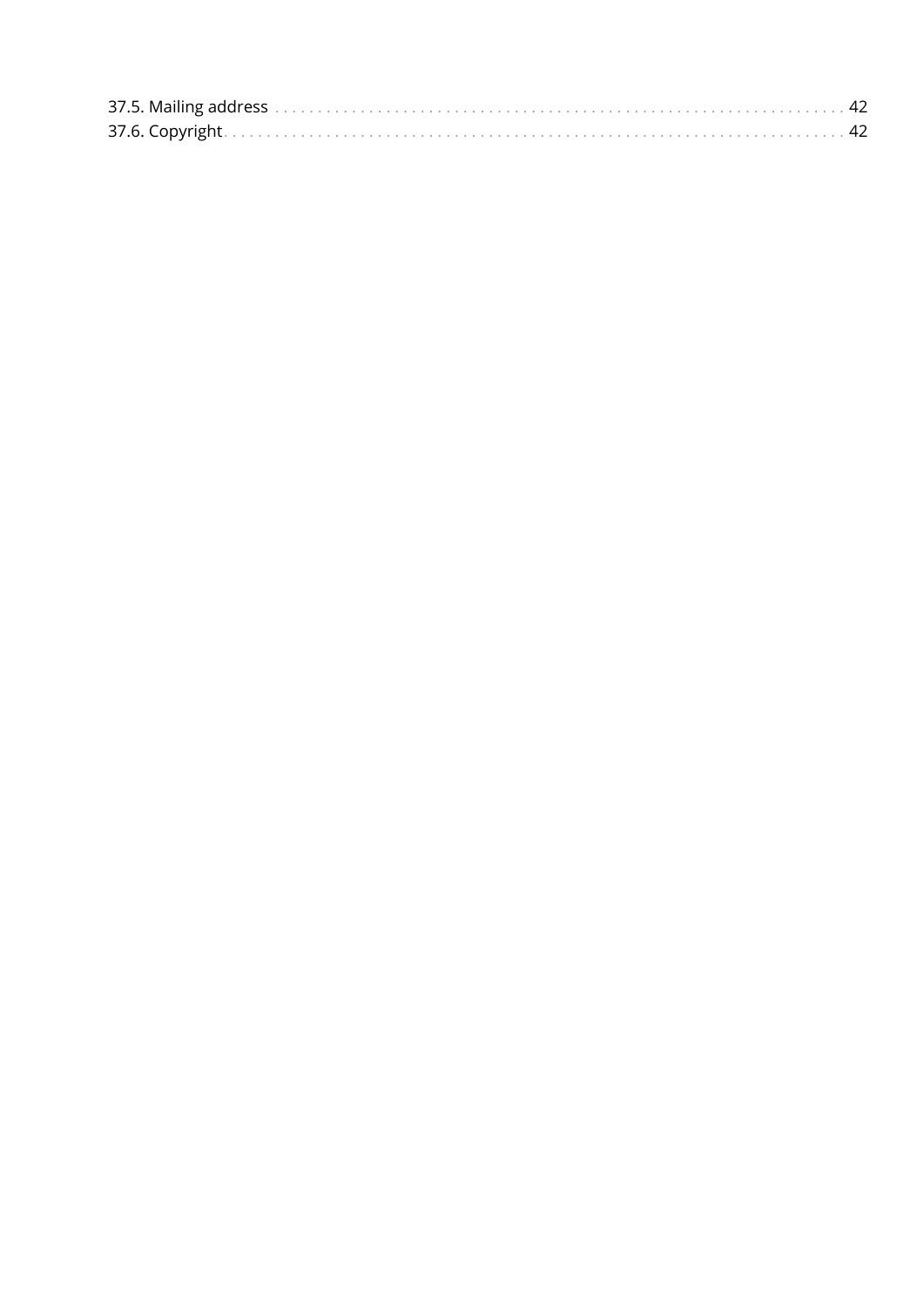37.5. Mailing address . . . . . . . . . . . . . . . . . . . . . . . . . . . . . . . . . . . . . . . . . . . . . . . . . . . . . . . . . . . . . . . 42
37.6. Copyright . . . . . . . . . . . . . . . . . . . . . . . . . . . . . . . . . . . . . . . . . . . . . . . . . . . . . . . . . . . . . . . . . 42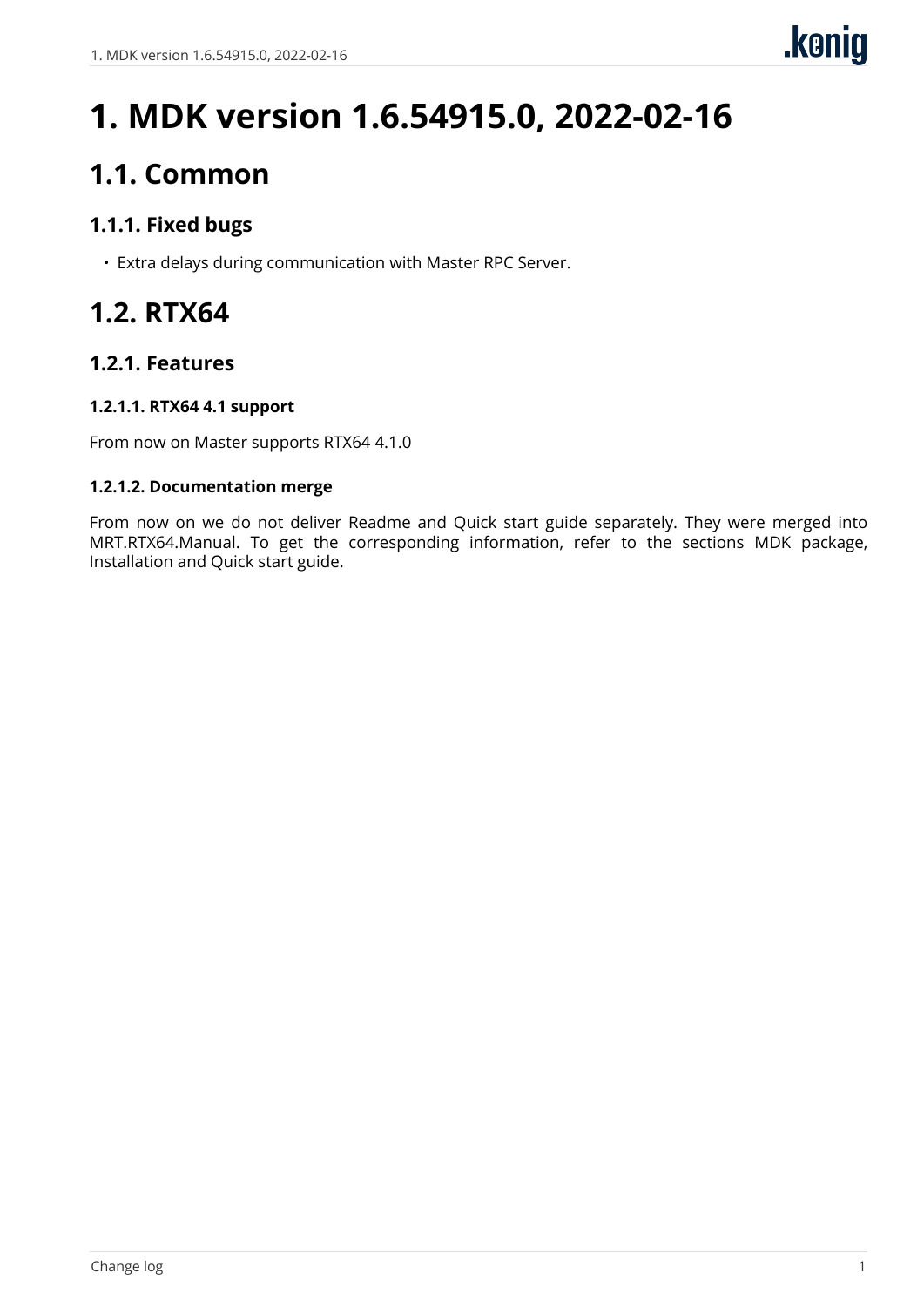# 1. MDK version 1.6.54915.0, 2022-02-16

## 1.1. Common

### 1.1.1. Fixed bugs

- Extra delays during communication with Master RPC Server.

## 1.2. RTX64

### 1.2.1. Features

#### 1.2.1.1. RTX64 4.1 support

From now on Master supports RTX64 4.1.0

#### 1.2.1.2. Documentation merge

From now on we do not deliver Readme and Quick start guide separately. They were merged into MRT.RTX64.Manual. To get the corresponding information, refer to the sections MDK package, Installation and Quick start guide.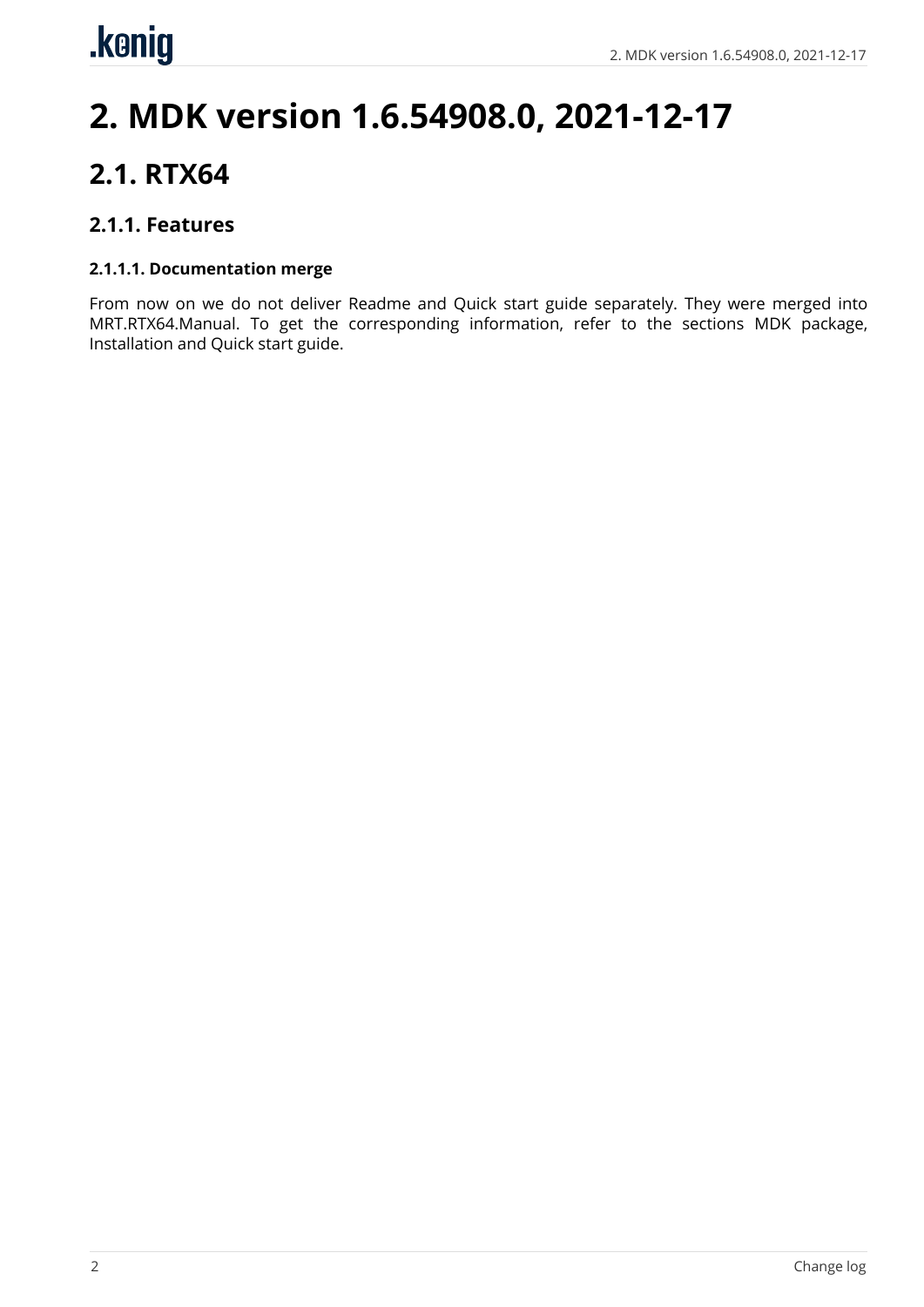# 2. MDK version 1.6.54908.0, 2021-12-17

## 2.1. RTX64

### 2.1.1. Features

#### 2.1.1.1. Documentation merge

From now on we do not deliver Readme and Quick start guide separately. They were merged into MRT.RTX64.Manual. To get the corresponding information, refer to the sections MDK package, Installation and Quick start guide.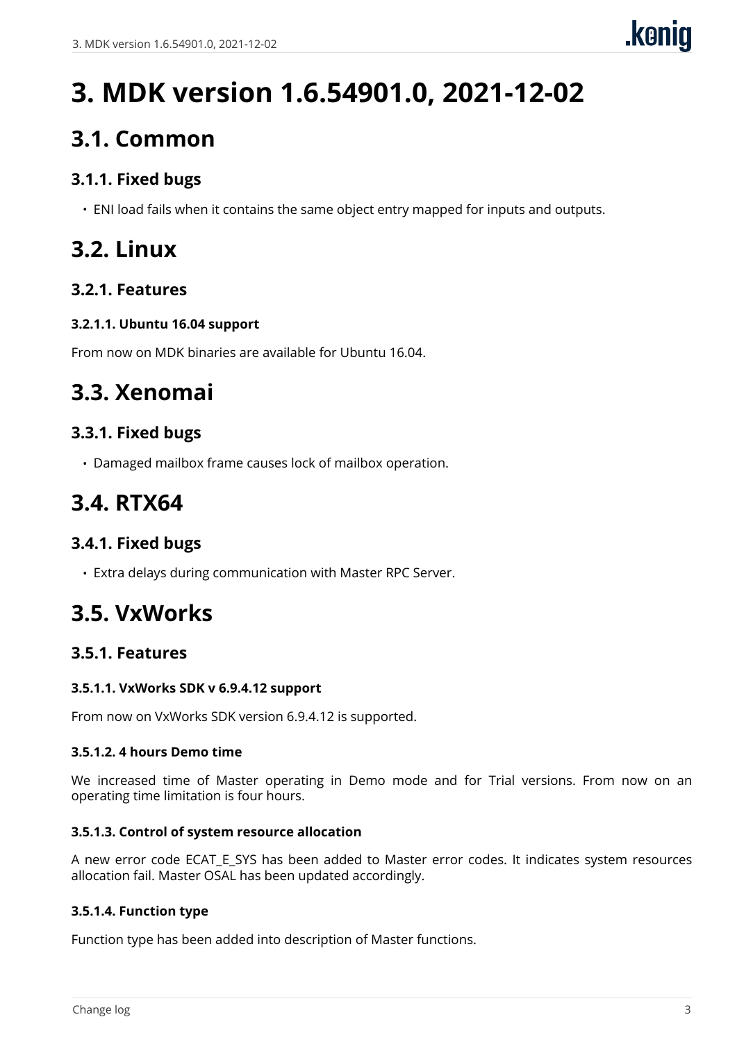# 3. MDK version 1.6.54901.0, 2021-12-02

## 3.1. Common

### 3.1.1. Fixed bugs

- ENI load fails when it contains the same object entry mapped for inputs and outputs.

## 3.2. Linux

### 3.2.1. Features

#### 3.2.1.1. Ubuntu 16.04 support

From now on MDK binaries are available for Ubuntu 16.04.

## 3.3. Xenomai

### 3.3.1. Fixed bugs

- Damaged mailbox frame causes lock of mailbox operation.

## 3.4. RTX64

### 3.4.1. Fixed bugs

- Extra delays during communication with Master RPC Server.

## 3.5. VxWorks

### 3.5.1. Features

#### 3.5.1.1. VxWorks SDK v 6.9.4.12 support

From now on VxWorks SDK version 6.9.4.12 is supported.

#### 3.5.1.2. 4 hours Demo time

We increased time of Master operating in Demo mode and for Trial versions. From now on an operating time limitation is four hours.

#### 3.5.1.3. Control of system resource allocation

A new error code ECAT_E_SYS has been added to Master error codes. It indicates system resources allocation fail. Master OSAL has been updated accordingly.

#### 3.5.1.4. Function type

Function type has been added into description of Master functions.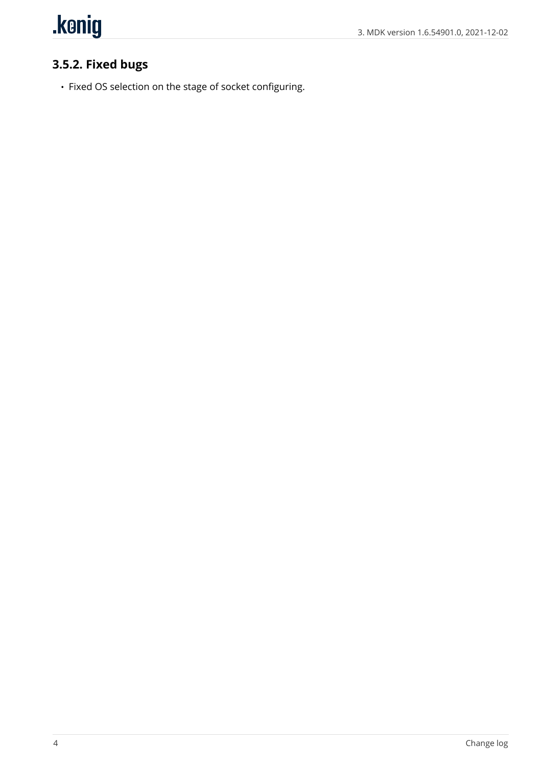### 3.5.2. Fixed bugs

- Fixed OS selection on the stage of socket configuring.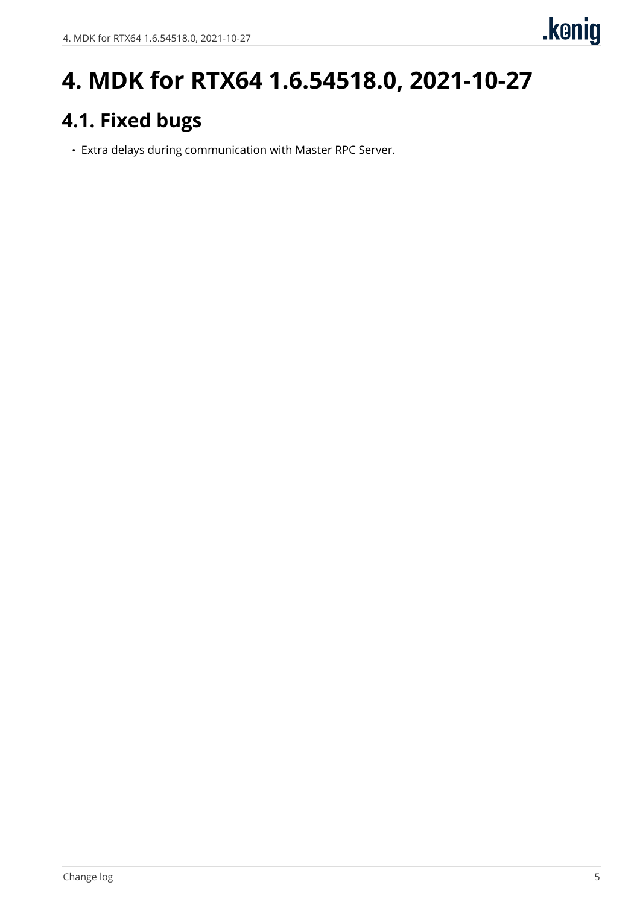# 4. MDK for RTX64 1.6.54518.0, 2021-10-27

## 4.1. Fixed bugs

- Extra delays during communication with Master RPC Server.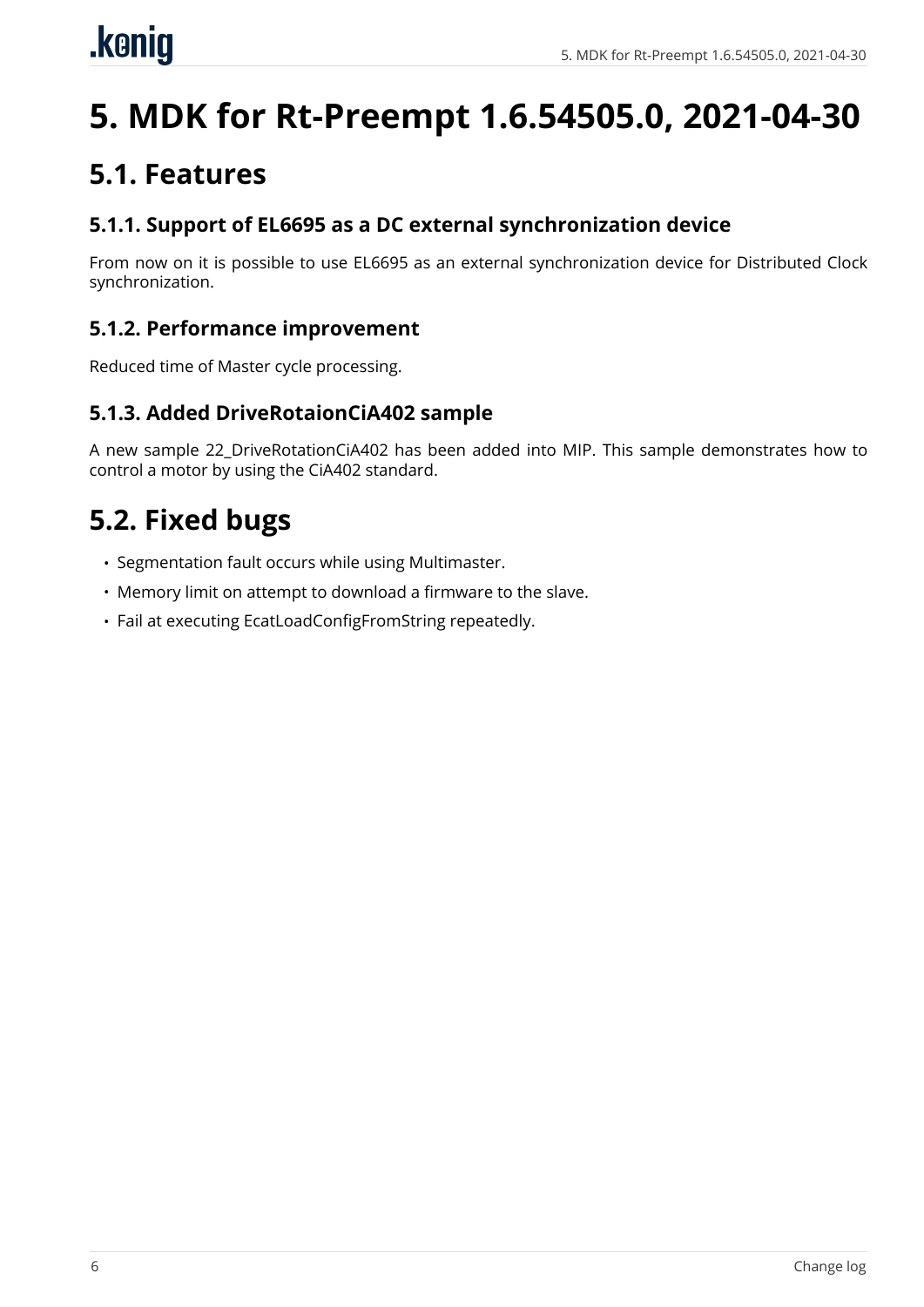# 5. MDK for Rt-Preempt 1.6.54505.0, 2021-04-30

## 5.1. Features

### 5.1.1. Support of EL6695 as a DC external synchronization device

From now on it is possible to use EL6695 as an external synchronization device for Distributed Clock synchronization.

### 5.1.2. Performance improvement

Reduced time of Master cycle processing.

### 5.1.3. Added DriveRotaionCiA402 sample

A new sample 22_DriveRotationCiA402 has been added into MIP. This sample demonstrates how to control a motor by using the CiA402 standard.

## 5.2. Fixed bugs

- Segmentation fault occurs while using Multimaster.
- Memory limit on attempt to download a firmware to the slave.
- Fail at executing EcatLoadConfigFromString repeatedly.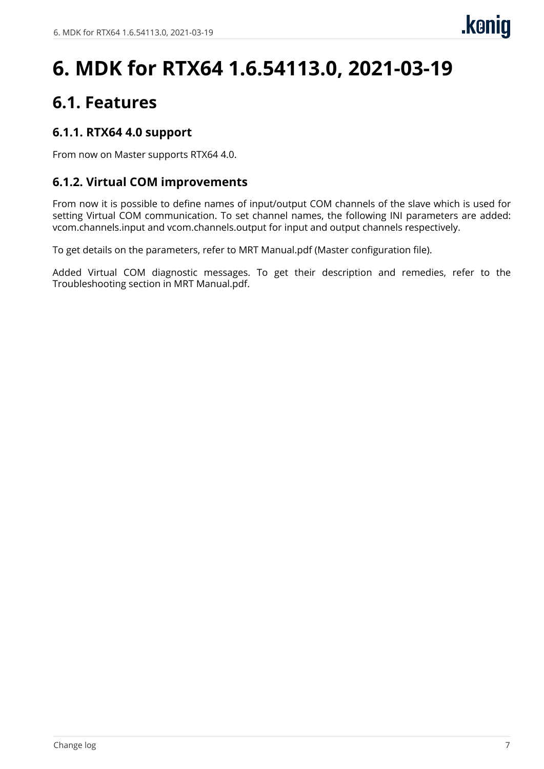# 6. MDK for RTX64 1.6.54113.0, 2021-03-19

## 6.1. Features

### 6.1.1. RTX64 4.0 support

From now on Master supports RTX64 4.0.

### 6.1.2. Virtual COM improvements

From now it is possible to define names of input/output COM channels of the slave which is used for setting Virtual COM communication. To set channel names, the following INI parameters are added: vcom.channels.input and vcom.channels.output for input and output channels respectively.

To get details on the parameters, refer to MRT Manual.pdf (Master configuration file).

Added Virtual COM diagnostic messages. To get their description and remedies, refer to the Troubleshooting section in MRT Manual.pdf.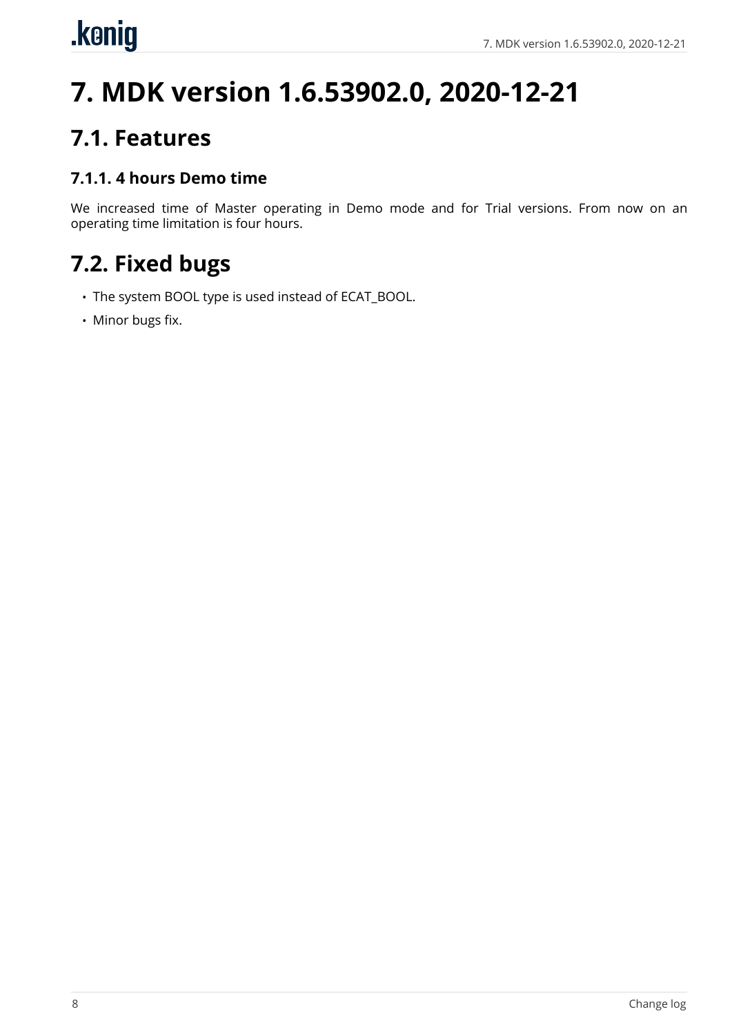# 7. MDK version 1.6.53902.0, 2020-12-21

## 7.1. Features

### 7.1.1. 4 hours Demo time

We increased time of Master operating in Demo mode and for Trial versions. From now on an operating time limitation is four hours.

## 7.2. Fixed bugs

- The system BOOL type is used instead of ECAT_BOOL.
- Minor bugs fix.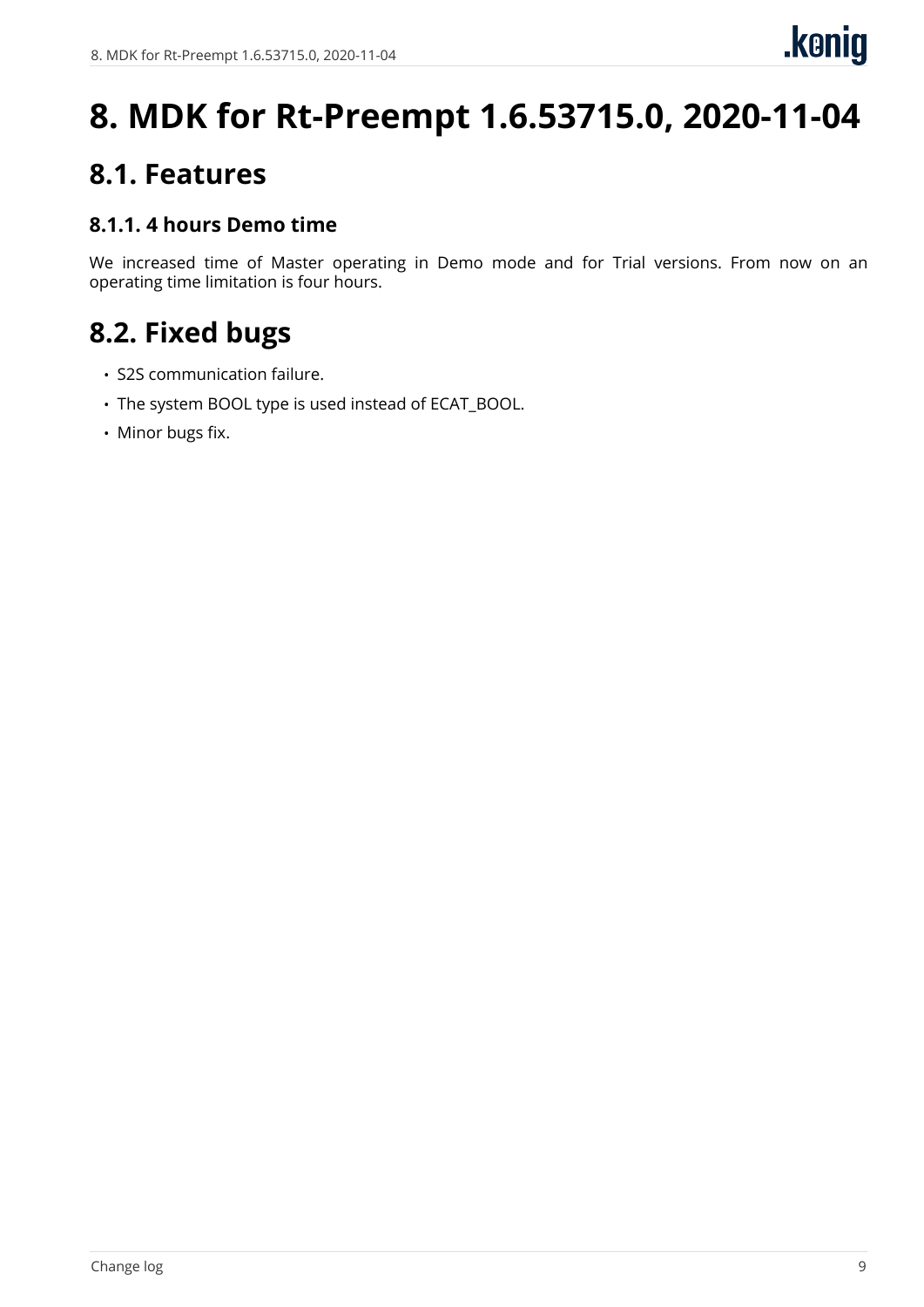# 8. MDK for Rt-Preempt 1.6.53715.0, 2020-11-04

## 8.1. Features

### 8.1.1. 4 hours Demo time

We increased time of Master operating in Demo mode and for Trial versions. From now on an operating time limitation is four hours.

## 8.2. Fixed bugs

- S2S communication failure.
- The system BOOL type is used instead of ECAT_BOOL.
- Minor bugs fix.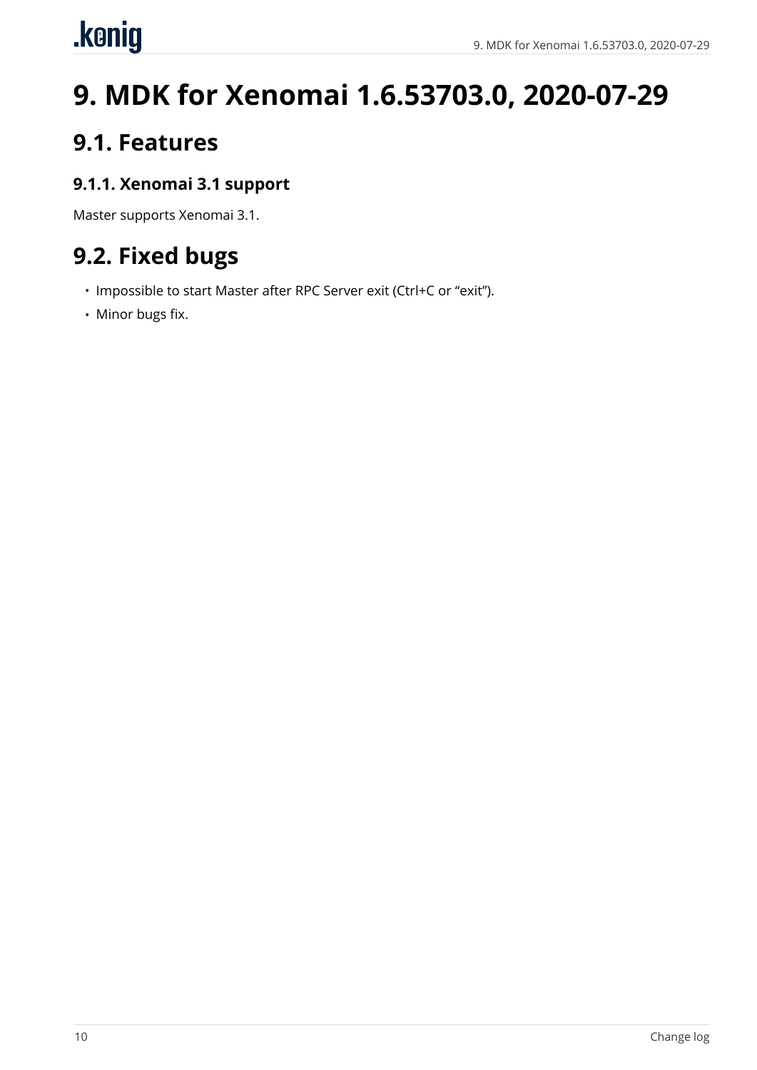# 9. MDK for Xenomai 1.6.53703.0, 2020-07-29

## 9.1. Features

### 9.1.1. Xenomai 3.1 support

Master supports Xenomai 3.1.

## 9.2. Fixed bugs

- Impossible to start Master after RPC Server exit (Ctrl+C or “exit”).
- Minor bugs fix.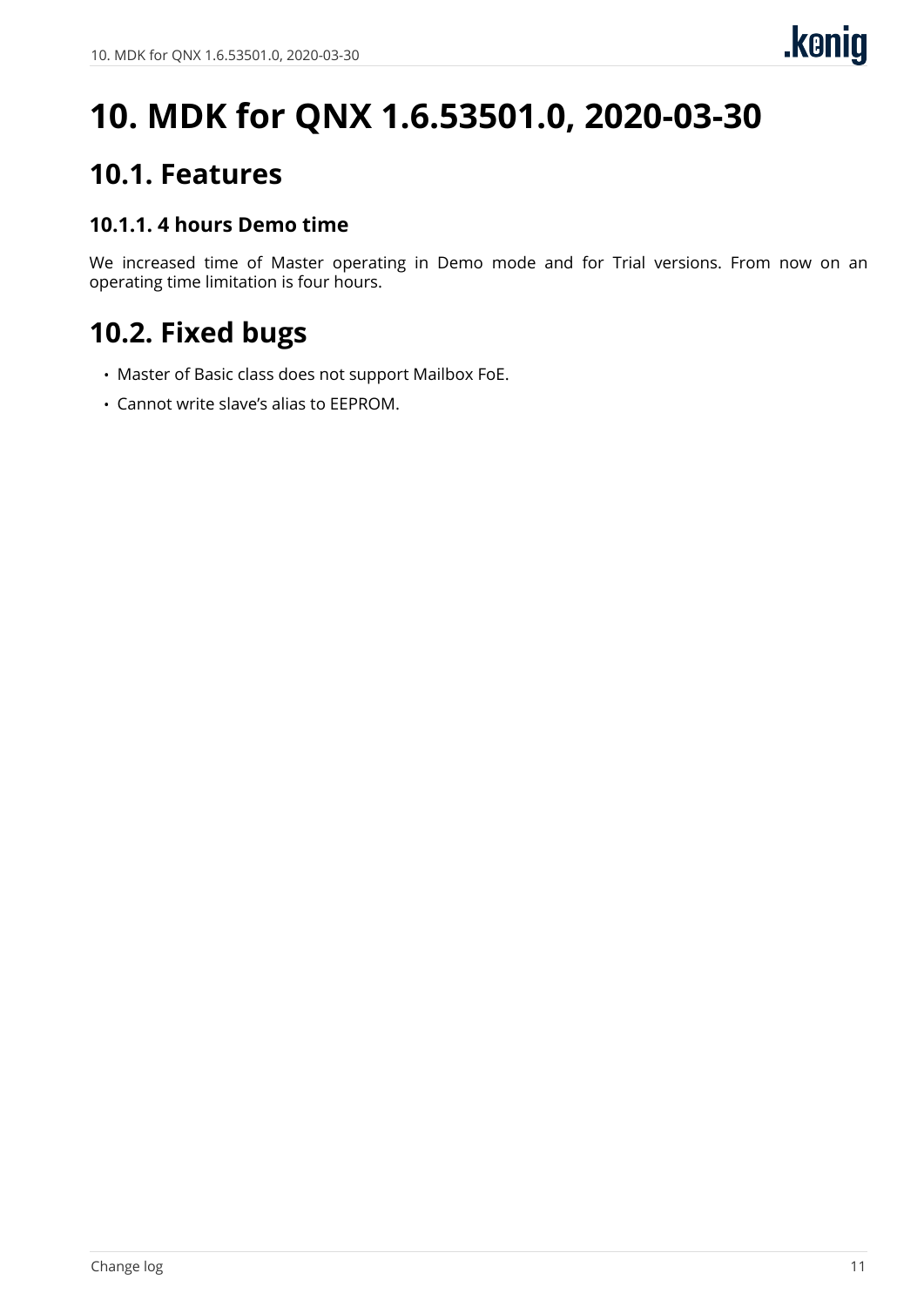# 10. MDK for QNX 1.6.53501.0, 2020-03-30

## 10.1. Features

### 10.1.1. 4 hours Demo time

We increased time of Master operating in Demo mode and for Trial versions. From now on an operating time limitation is four hours.

## 10.2. Fixed bugs

- Master of Basic class does not support Mailbox FoE.
- Cannot write slave's alias to EEPROM.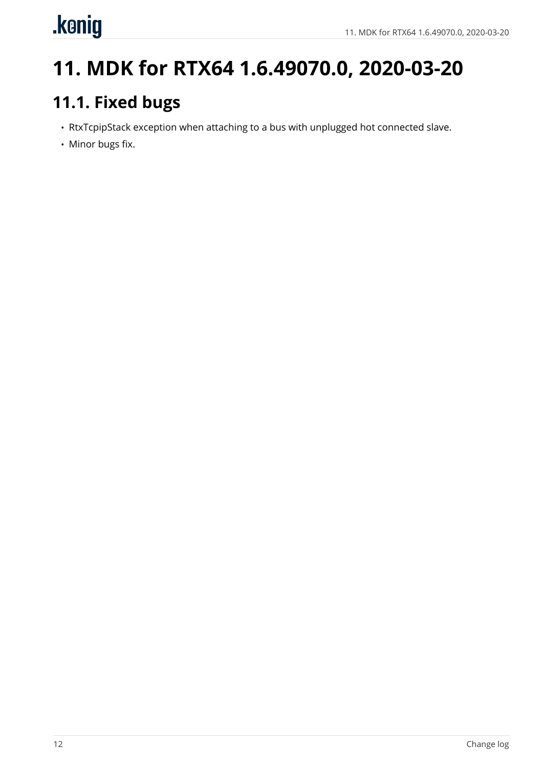# 11. MDK for RTX64 1.6.49070.0, 2020-03-20

## 11.1. Fixed bugs

- RtxTcpipStack exception when attaching to a bus with unplugged hot connected slave.
- Minor bugs fix.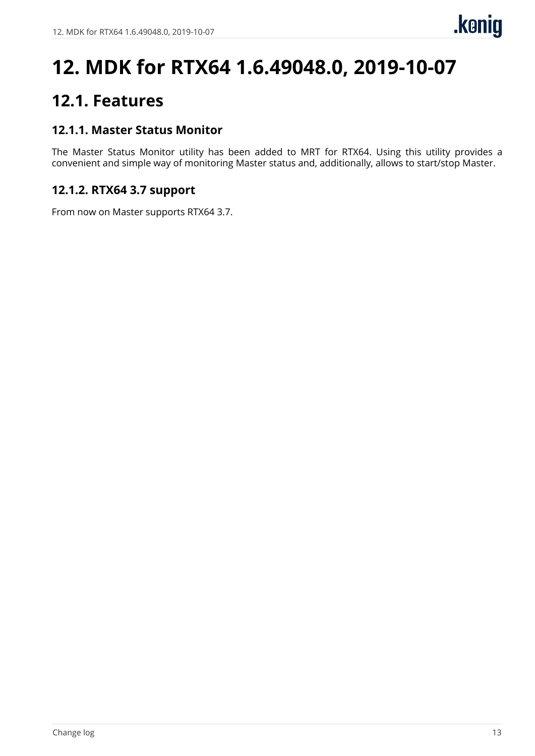# 12. MDK for RTX64 1.6.49048.0, 2019-10-07

## 12.1. Features

### 12.1.1. Master Status Monitor

The Master Status Monitor utility has been added to MRT for RTX64. Using this utility provides a convenient and simple way of monitoring Master status and, additionally, allows to start/stop Master.

### 12.1.2. RTX64 3.7 support

From now on Master supports RTX64 3.7.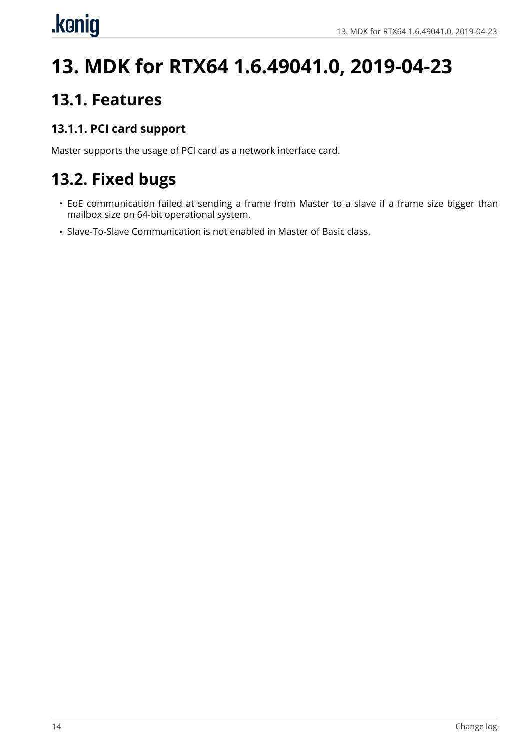# 13. MDK for RTX64 1.6.49041.0, 2019-04-23

## 13.1. Features

### 13.1.1. PCI card support

Master supports the usage of PCI card as a network interface card.

## 13.2. Fixed bugs

- EoE communication failed at sending a frame from Master to a slave if a frame size bigger than mailbox size on 64-bit operational system.
- Slave-To-Slave Communication is not enabled in Master of Basic class.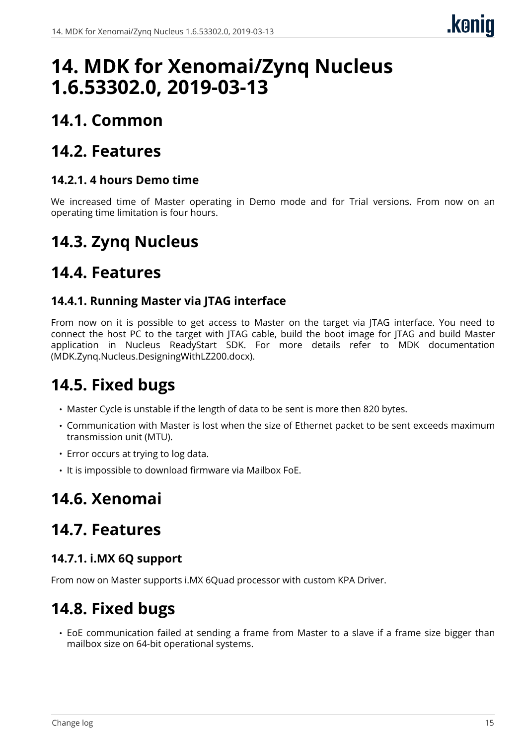# 14. MDK for Xenomai/Zynq Nucleus 1.6.53302.0, 2019-03-13

## 14.1. Common

## 14.2. Features

### 14.2.1. 4 hours Demo time

We increased time of Master operating in Demo mode and for Trial versions. From now on an operating time limitation is four hours.

## 14.3. Zynq Nucleus

## 14.4. Features

### 14.4.1. Running Master via JTAG interface

From now on it is possible to get access to Master on the target via JTAG interface. You need to connect the host PC to the target with JTAG cable, build the boot image for JTAG and build Master application in Nucleus ReadyStart SDK. For more details refer to MDK documentation (MDK.Zynq.Nucleus.DesigningWithLZ200.docx).

## 14.5. Fixed bugs

- Master Cycle is unstable if the length of data to be sent is more then 820 bytes.
- Communication with Master is lost when the size of Ethernet packet to be sent exceeds maximum transmission unit (MTU).
- Error occurs at trying to log data.
- It is impossible to download firmware via Mailbox FoE.

## 14.6. Xenomai

## 14.7. Features

### 14.7.1. i.MX 6Q support

From now on Master supports i.MX 6Quad processor with custom KPA Driver.

## 14.8. Fixed bugs

- EoE communication failed at sending a frame from Master to a slave if a frame size bigger than mailbox size on 64-bit operational systems.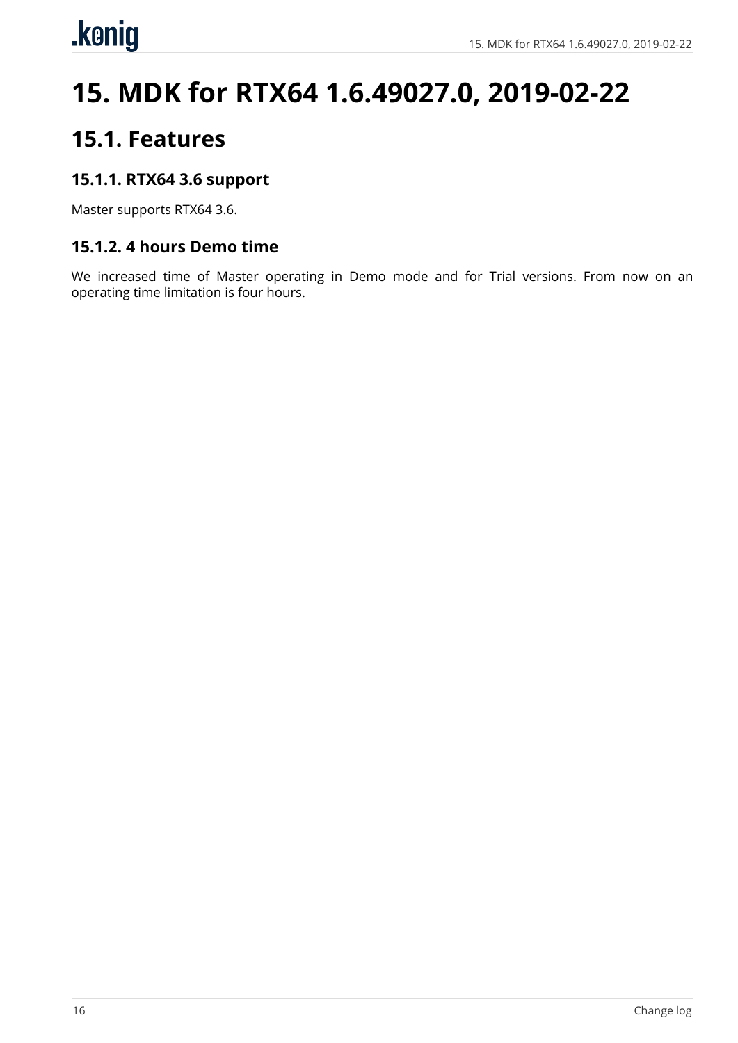# 15. MDK for RTX64 1.6.49027.0, 2019-02-22

## 15.1. Features

### 15.1.1. RTX64 3.6 support

Master supports RTX64 3.6.

### 15.1.2. 4 hours Demo time

We increased time of Master operating in Demo mode and for Trial versions. From now on an operating time limitation is four hours.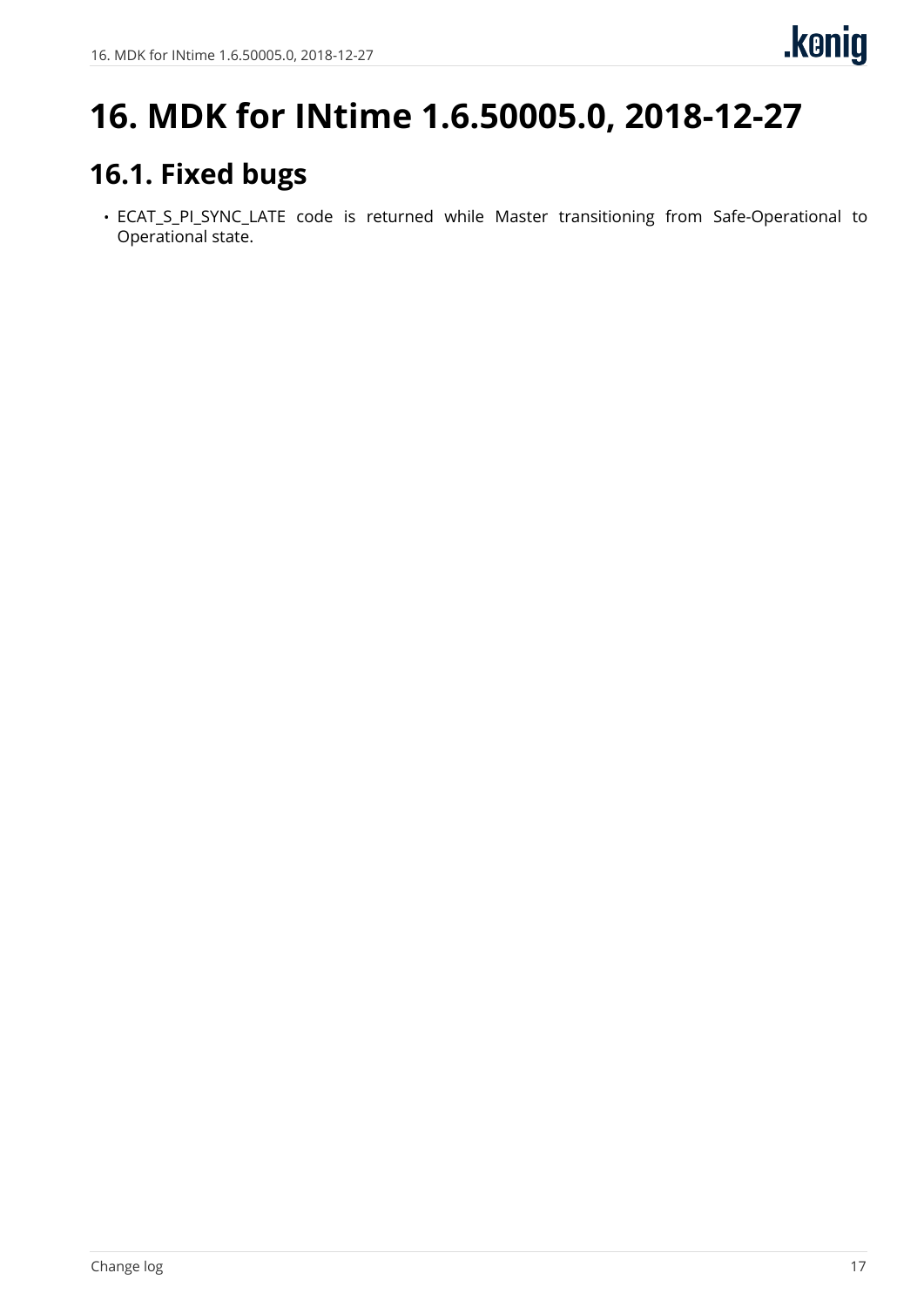# 16. MDK for INtime 1.6.50005.0, 2018-12-27

## 16.1. Fixed bugs

- ECAT_S_PI_SYNC_LATE code is returned while Master transitioning from Safe-Operational to Operational state.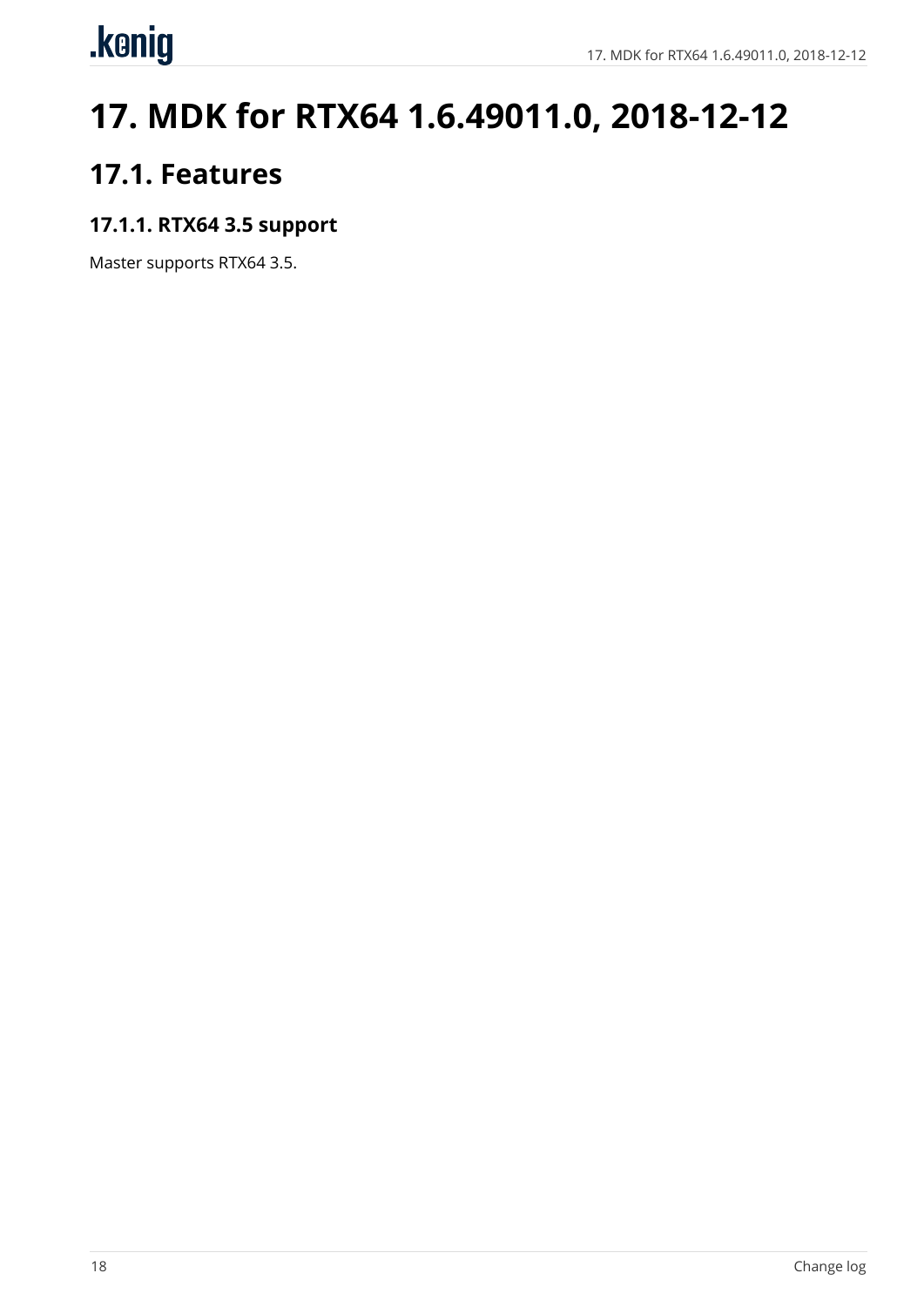# 17. MDK for RTX64 1.6.49011.0, 2018-12-12

## 17.1. Features

### 17.1.1. RTX64 3.5 support

Master supports RTX64 3.5.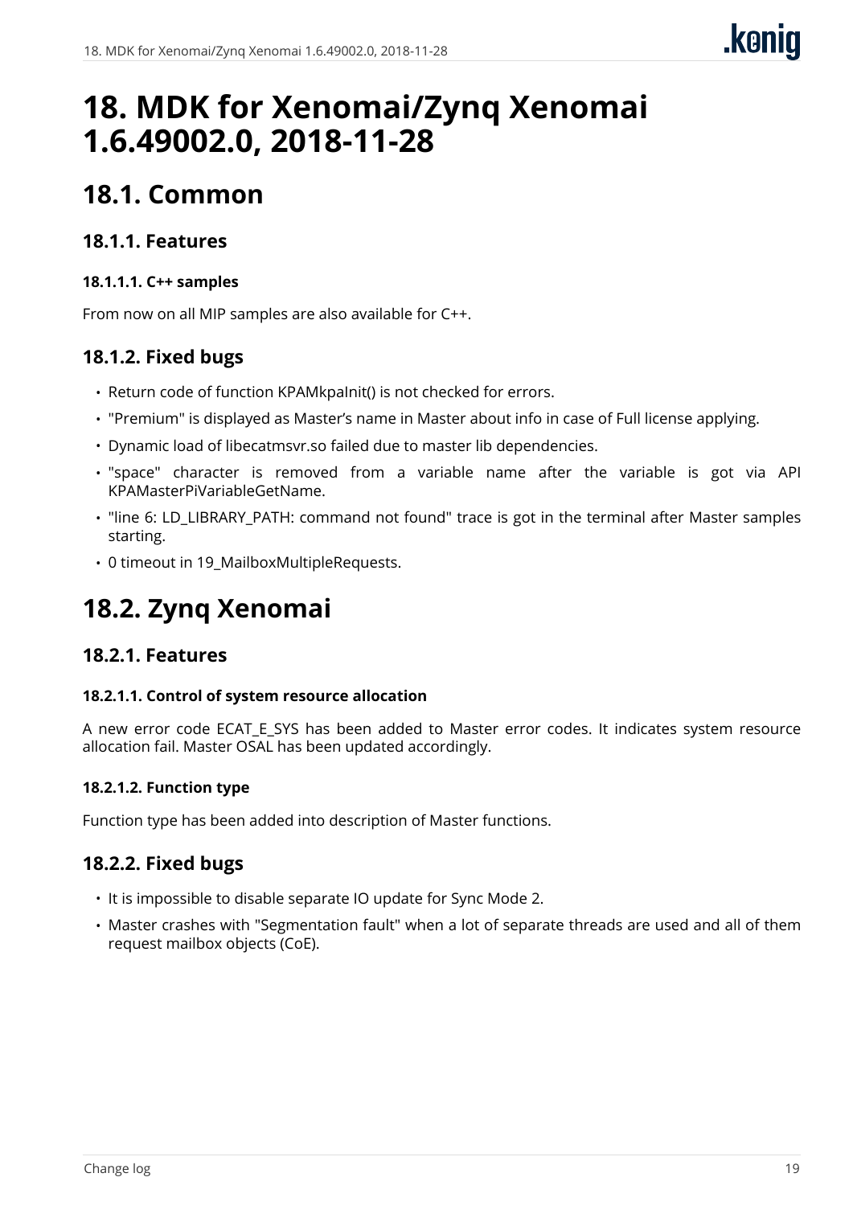# 18. MDK for Xenomai/Zynq Xenomai 1.6.49002.0, 2018-11-28

## 18.1. Common

### 18.1.1. Features

#### 18.1.1.1. C++ samples

From now on all MIP samples are also available for C++.

### 18.1.2. Fixed bugs

- Return code of function KPAMkpaInit() is not checked for errors.
- "Premium" is displayed as Master's name in Master about info in case of Full license applying.
- Dynamic load of libecatmsvr.so failed due to master lib dependencies.
- "space" character is removed from a variable name after the variable is got via API KPAMasterPiVariableGetName.
- "line 6: LD_LIBRARY_PATH: command not found" trace is got in the terminal after Master samples starting.
- 0 timeout in 19_MailboxMultipleRequests.

## 18.2. Zynq Xenomai

### 18.2.1. Features

#### 18.2.1.1. Control of system resource allocation

A new error code ECAT_E_SYS has been added to Master error codes. It indicates system resource allocation fail. Master OSAL has been updated accordingly.

#### 18.2.1.2. Function type

Function type has been added into description of Master functions.

### 18.2.2. Fixed bugs

- It is impossible to disable separate IO update for Sync Mode 2.
- Master crashes with "Segmentation fault" when a lot of separate threads are used and all of them request mailbox objects (CoE).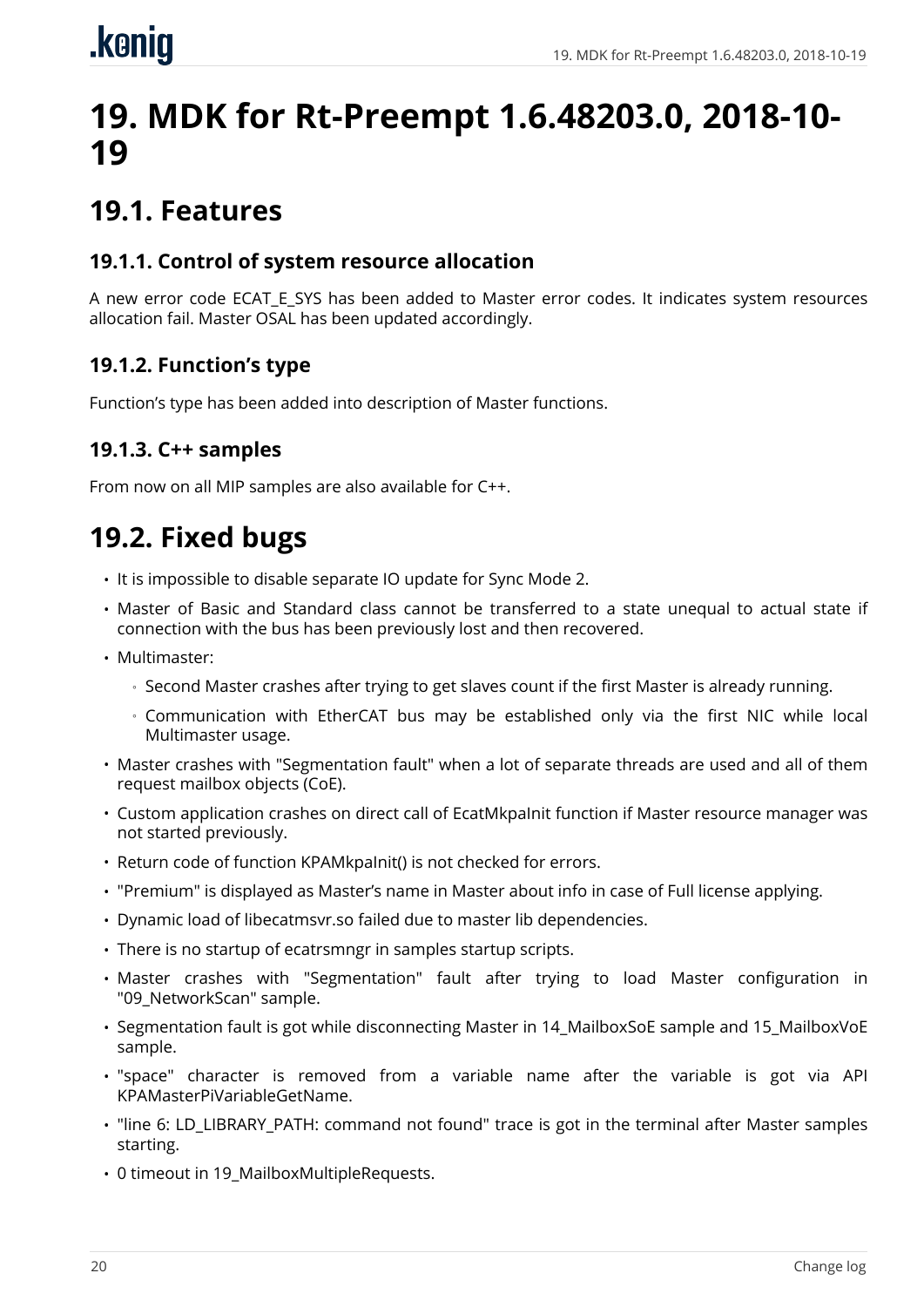# 19. MDK for Rt-Preempt 1.6.48203.0, 2018-10-19

## 19.1. Features

### 19.1.1. Control of system resource allocation

A new error code ECAT_E_SYS has been added to Master error codes. It indicates system resources allocation fail. Master OSAL has been updated accordingly.

### 19.1.2. Function's type

Function's type has been added into description of Master functions.

### 19.1.3. C++ samples

From now on all MIP samples are also available for C++.

## 19.2. Fixed bugs

- It is impossible to disable separate IO update for Sync Mode 2.
- Master of Basic and Standard class cannot be transferred to a state unequal to actual state if connection with the bus has been previously lost and then recovered.
- Multimaster:
  - Second Master crashes after trying to get slaves count if the first Master is already running.
  - Communication with EtherCAT bus may be established only via the first NIC while local Multimaster usage.
- Master crashes with "Segmentation fault" when a lot of separate threads are used and all of them request mailbox objects (CoE).
- Custom application crashes on direct call of EcatMkpaInit function if Master resource manager was not started previously.
- Return code of function KPAMkpaInit() is not checked for errors.
- "Premium" is displayed as Master's name in Master about info in case of Full license applying.
- Dynamic load of libecatmsvr.so failed due to master lib dependencies.
- There is no startup of ecatrsmngr in samples startup scripts.
- Master crashes with "Segmentation" fault after trying to load Master configuration in "09_NetworkScan" sample.
- Segmentation fault is got while disconnecting Master in 14_MailboxSoE sample and 15_MailboxVoE sample.
- "space" character is removed from a variable name after the variable is got via API KPAMasterPiVariableGetName.
- "line 6: LD_LIBRARY_PATH: command not found" trace is got in the terminal after Master samples starting.
- 0 timeout in 19_MailboxMultipleRequests.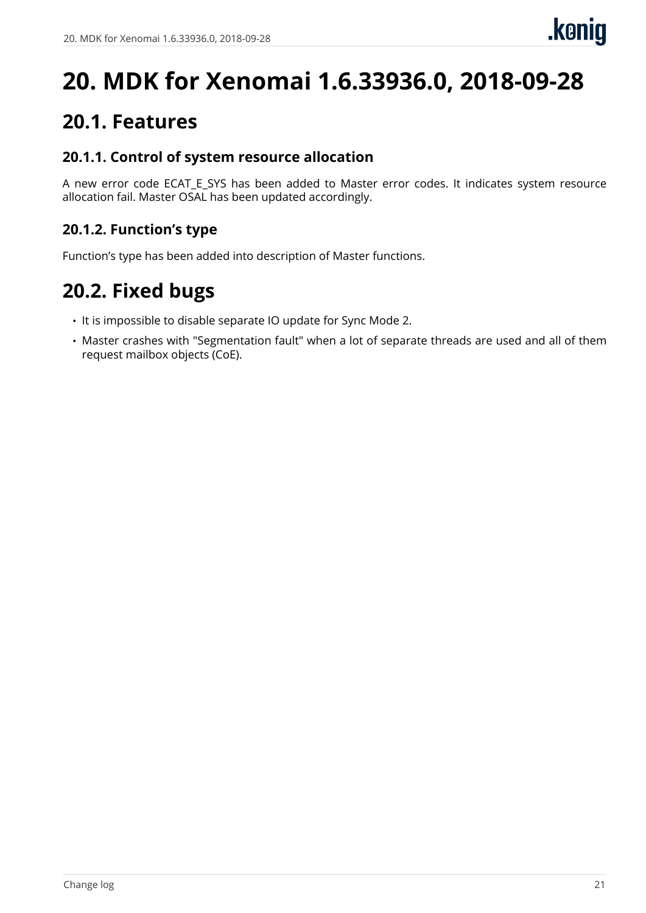# 20. MDK for Xenomai 1.6.33936.0, 2018-09-28

## 20.1. Features

### 20.1.1. Control of system resource allocation

A new error code ECAT_E_SYS has been added to Master error codes. It indicates system resource allocation fail. Master OSAL has been updated accordingly.

### 20.1.2. Function's type

Function's type has been added into description of Master functions.

## 20.2. Fixed bugs

- It is impossible to disable separate IO update for Sync Mode 2.
- Master crashes with "Segmentation fault" when a lot of separate threads are used and all of them request mailbox objects (CoE).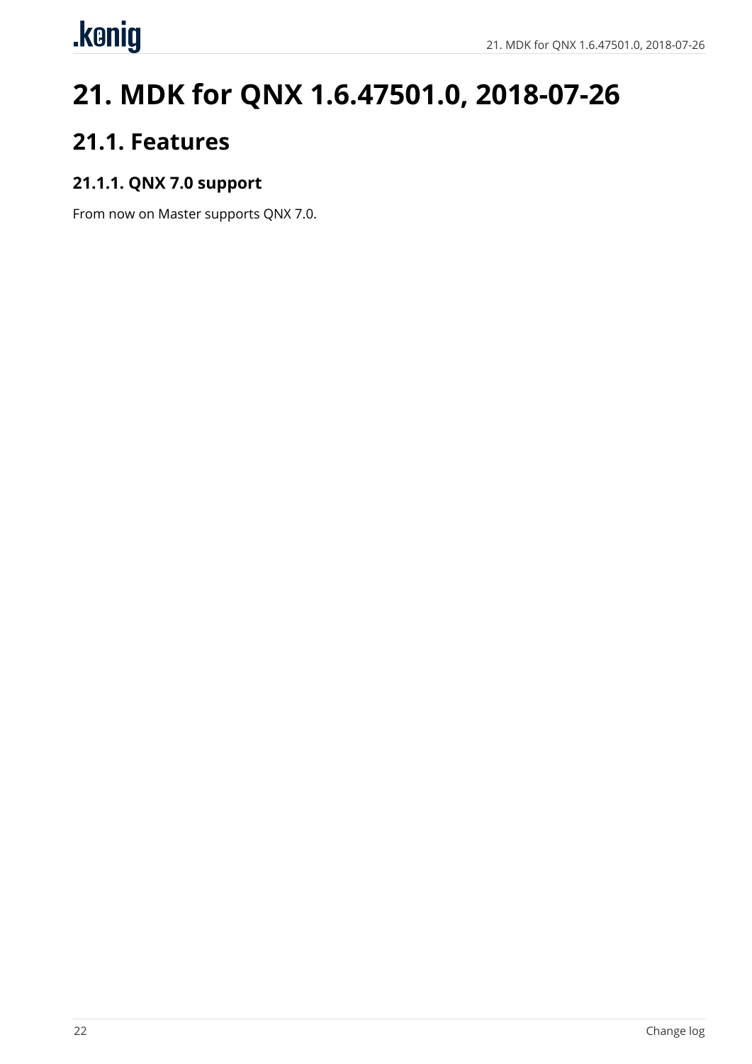# 21. MDK for QNX 1.6.47501.0, 2018-07-26

## 21.1. Features

### 21.1.1. QNX 7.0 support

From now on Master supports QNX 7.0.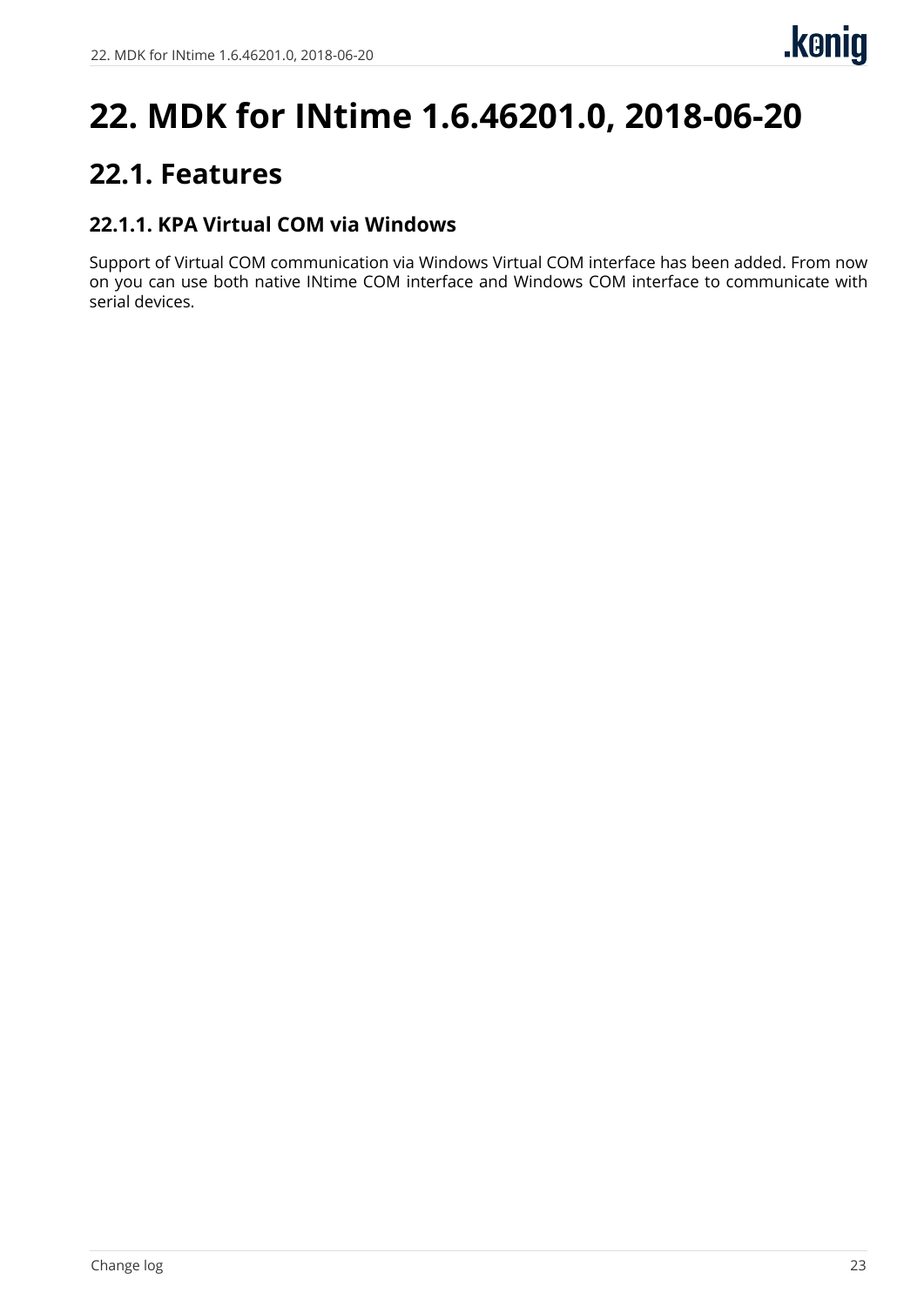# 22. MDK for INtime 1.6.46201.0, 2018-06-20

## 22.1. Features

### 22.1.1. KPA Virtual COM via Windows

Support of Virtual COM communication via Windows Virtual COM interface has been added. From now on you can use both native INtime COM interface and Windows COM interface to communicate with serial devices.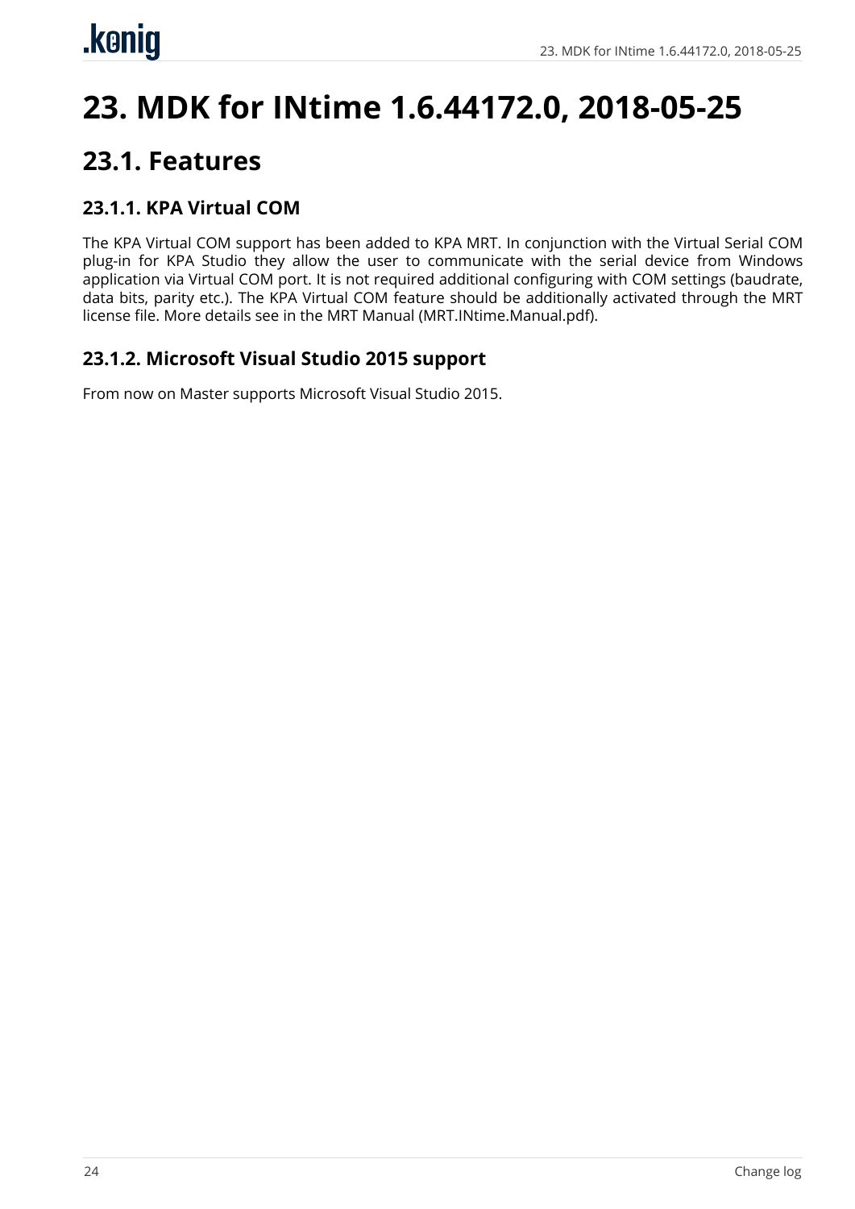# 23. MDK for INtime 1.6.44172.0, 2018-05-25

## 23.1. Features

### 23.1.1. KPA Virtual COM

The KPA Virtual COM support has been added to KPA MRT. In conjunction with the Virtual Serial COM plug-in for KPA Studio they allow the user to communicate with the serial device from Windows application via Virtual COM port. It is not required additional configuring with COM settings (baudrate, data bits, parity etc.). The KPA Virtual COM feature should be additionally activated through the MRT license file. More details see in the MRT Manual (MRT.INtime.Manual.pdf).

### 23.1.2. Microsoft Visual Studio 2015 support

From now on Master supports Microsoft Visual Studio 2015.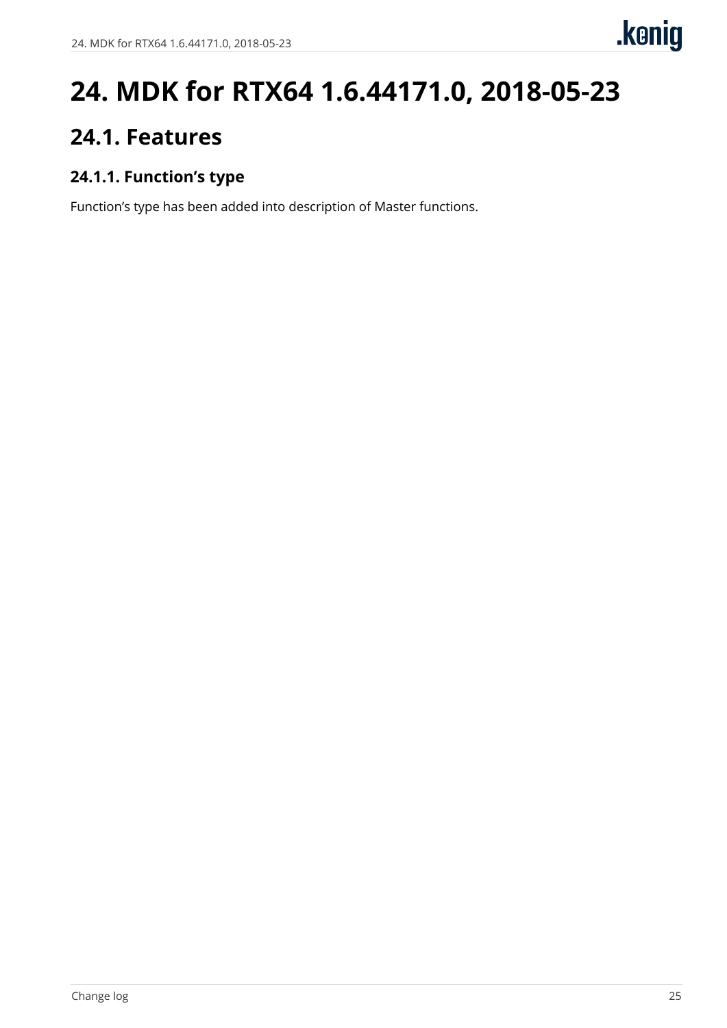# 24. MDK for RTX64 1.6.44171.0, 2018-05-23

## 24.1. Features

### 24.1.1. Function's type

Function's type has been added into description of Master functions.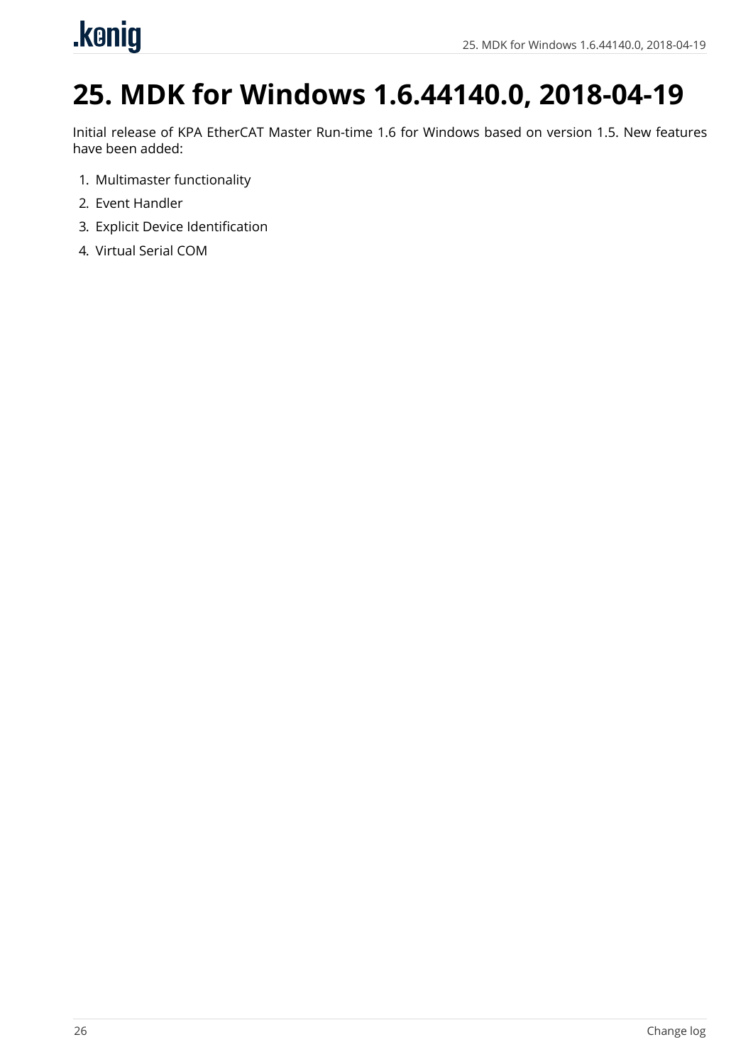# 25. MDK for Windows 1.6.44140.0, 2018-04-19

Initial release of KPA EtherCAT Master Run-time 1.6 for Windows based on version 1.5. New features have been added:

1. Multimaster functionality
2. Event Handler
3. Explicit Device Identification
4. Virtual Serial COM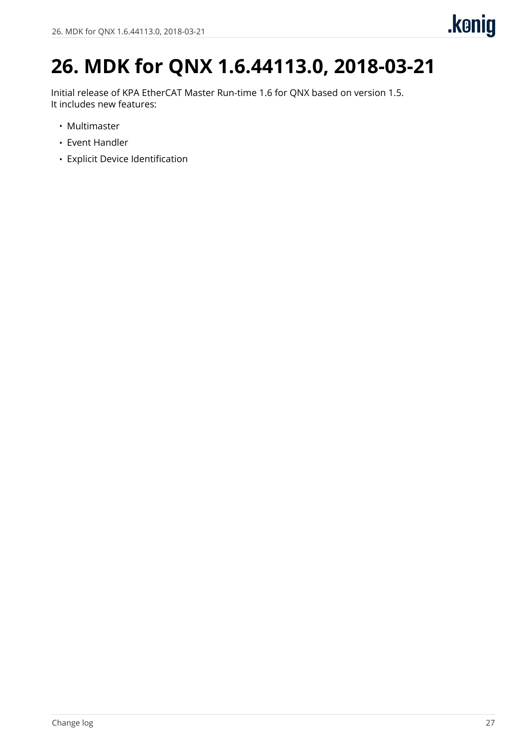# 26. MDK for QNX 1.6.44113.0, 2018-03-21

Initial release of KPA EtherCAT Master Run-time 1.6 for QNX based on version 1.5.
It includes new features:

- Multimaster
- Event Handler
- Explicit Device Identification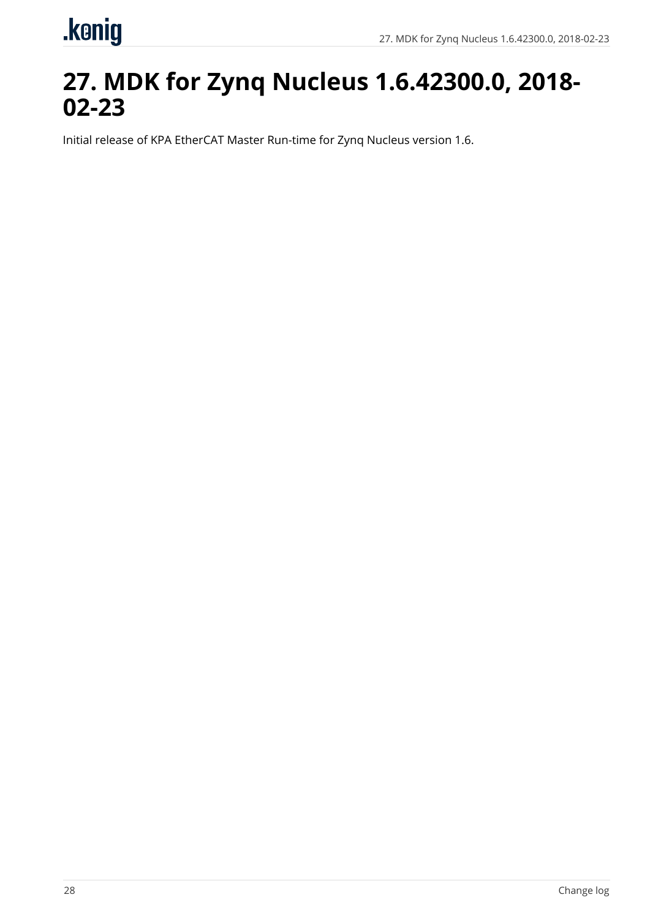# 27. MDK for Zynq Nucleus 1.6.42300.0, 2018-02-23

Initial release of KPA EtherCAT Master Run-time for Zynq Nucleus version 1.6.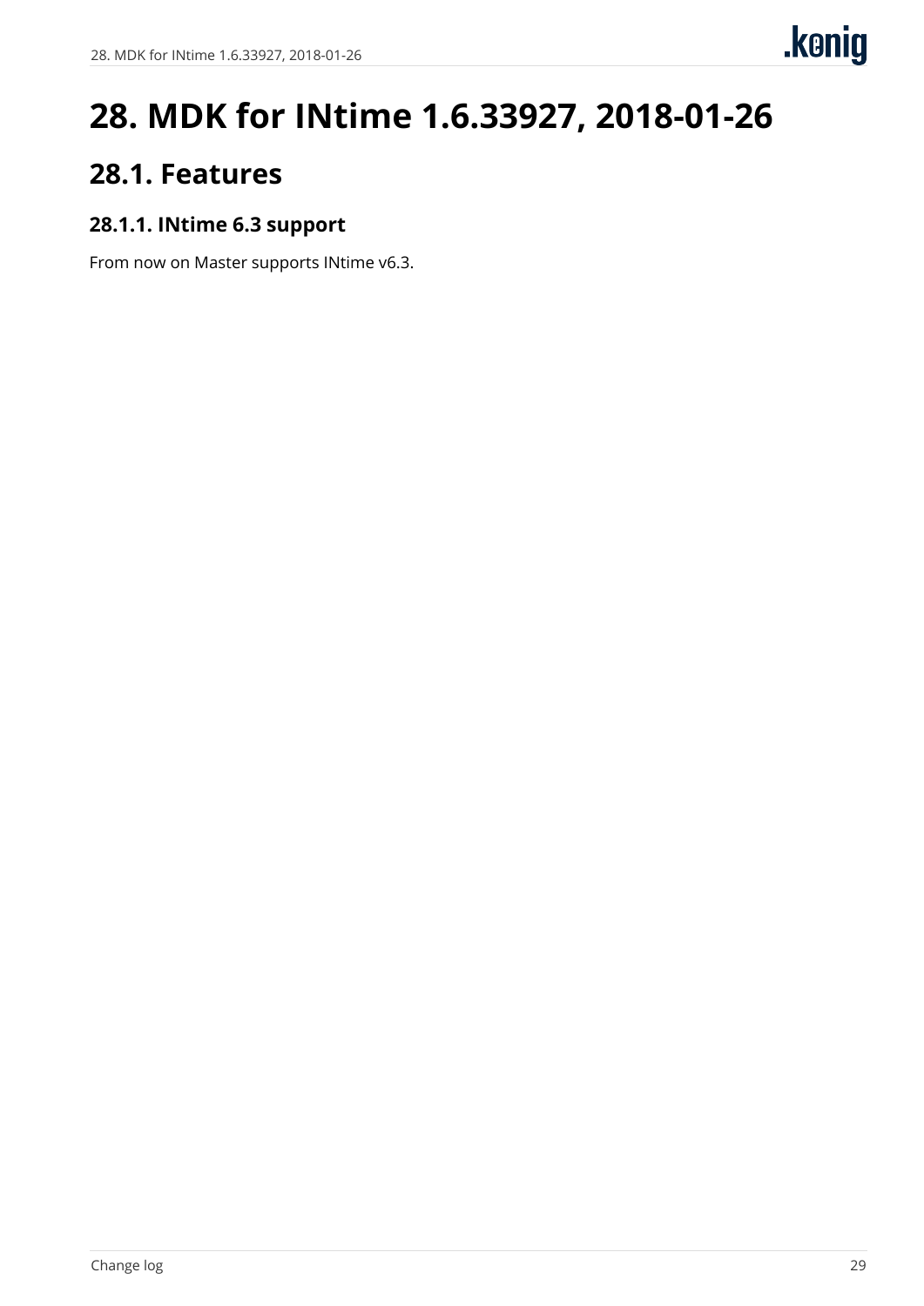# 28. MDK for INtime 1.6.33927, 2018-01-26

## 28.1. Features

### 28.1.1. INtime 6.3 support

From now on Master supports INtime v6.3.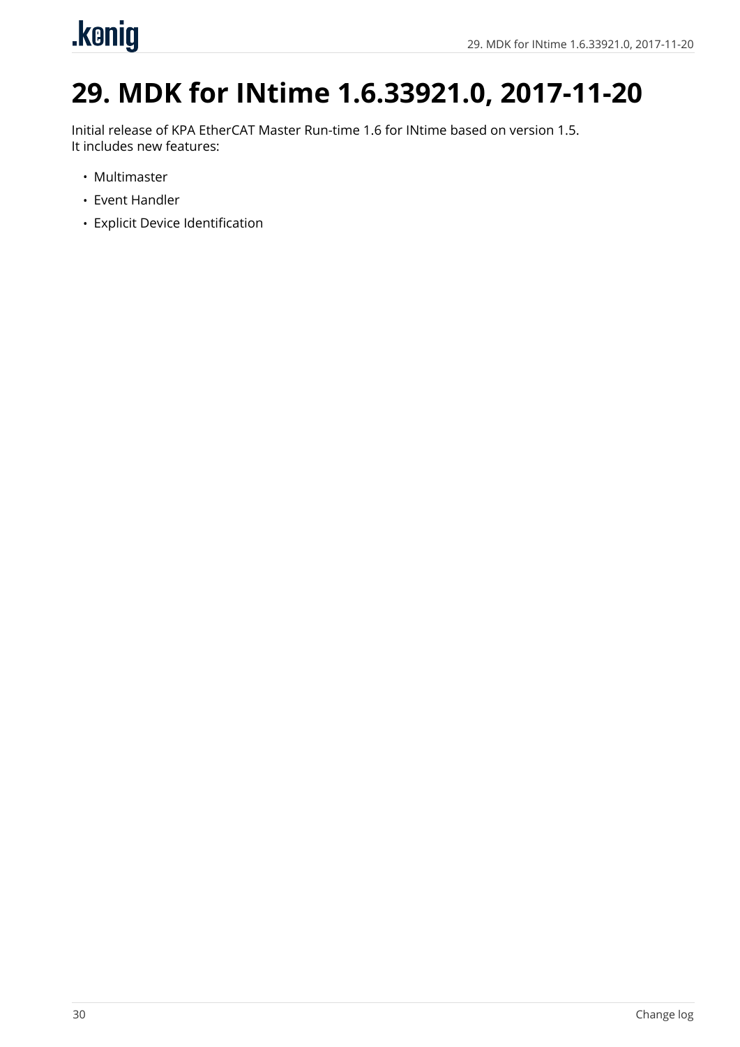# 29. MDK for INtime 1.6.33921.0, 2017-11-20

Initial release of KPA EtherCAT Master Run-time 1.6 for INtime based on version 1.5.
It includes new features:

- Multimaster
- Event Handler
- Explicit Device Identification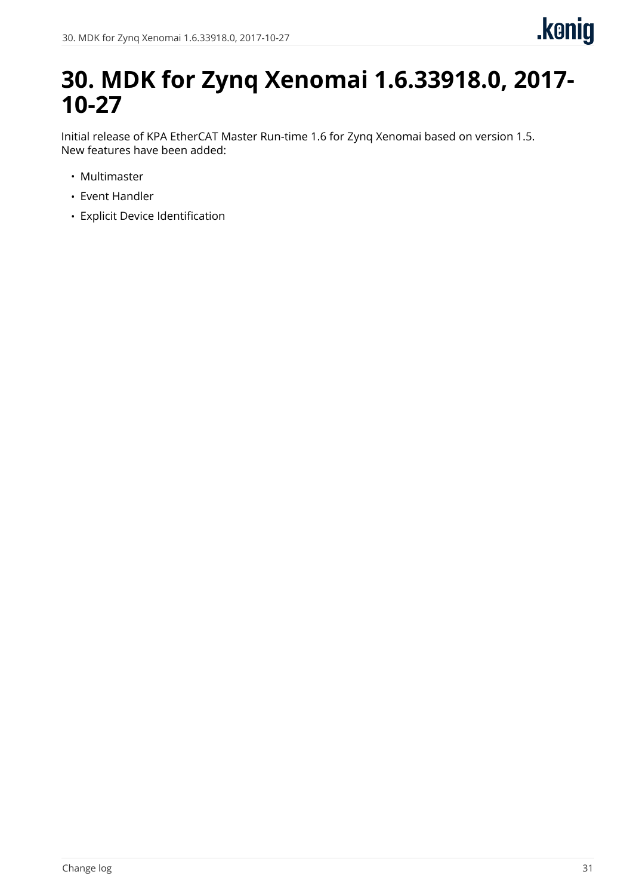# 30. MDK for Zynq Xenomai 1.6.33918.0, 2017-10-27

Initial release of KPA EtherCAT Master Run-time 1.6 for Zynq Xenomai based on version 1.5.
New features have been added:

- Multimaster
- Event Handler
- Explicit Device Identification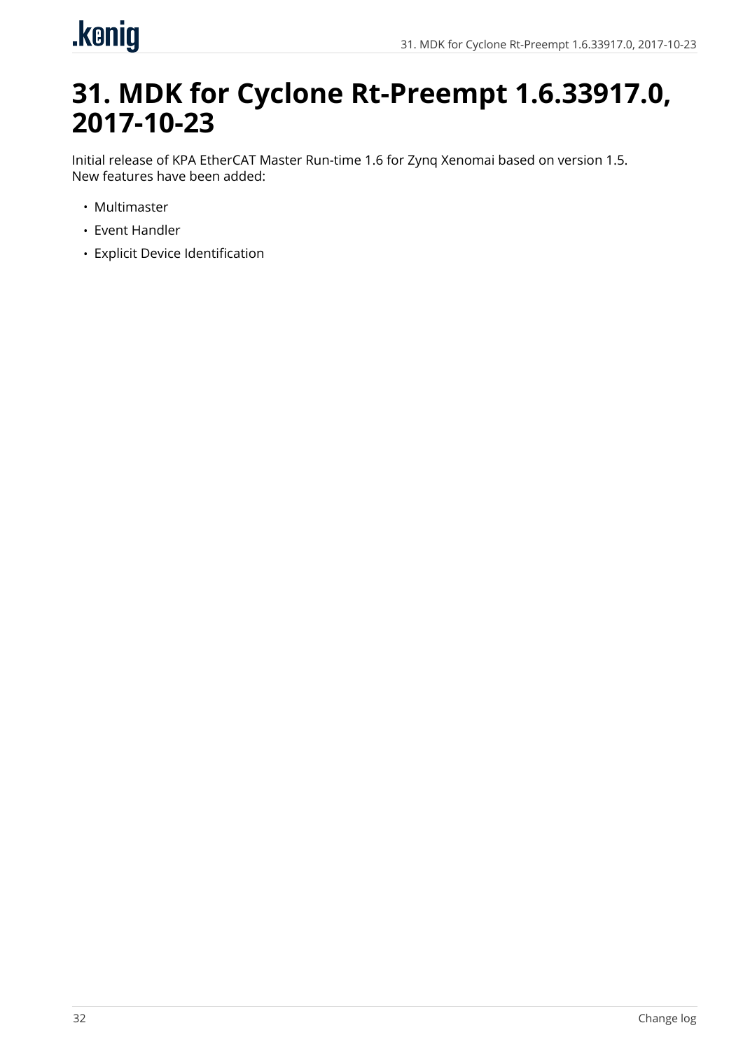# 31. MDK for Cyclone Rt-Preempt 1.6.33917.0, 2017-10-23

Initial release of KPA EtherCAT Master Run-time 1.6 for Zynq Xenomai based on version 1.5.
New features have been added:

- Multimaster
- Event Handler
- Explicit Device Identification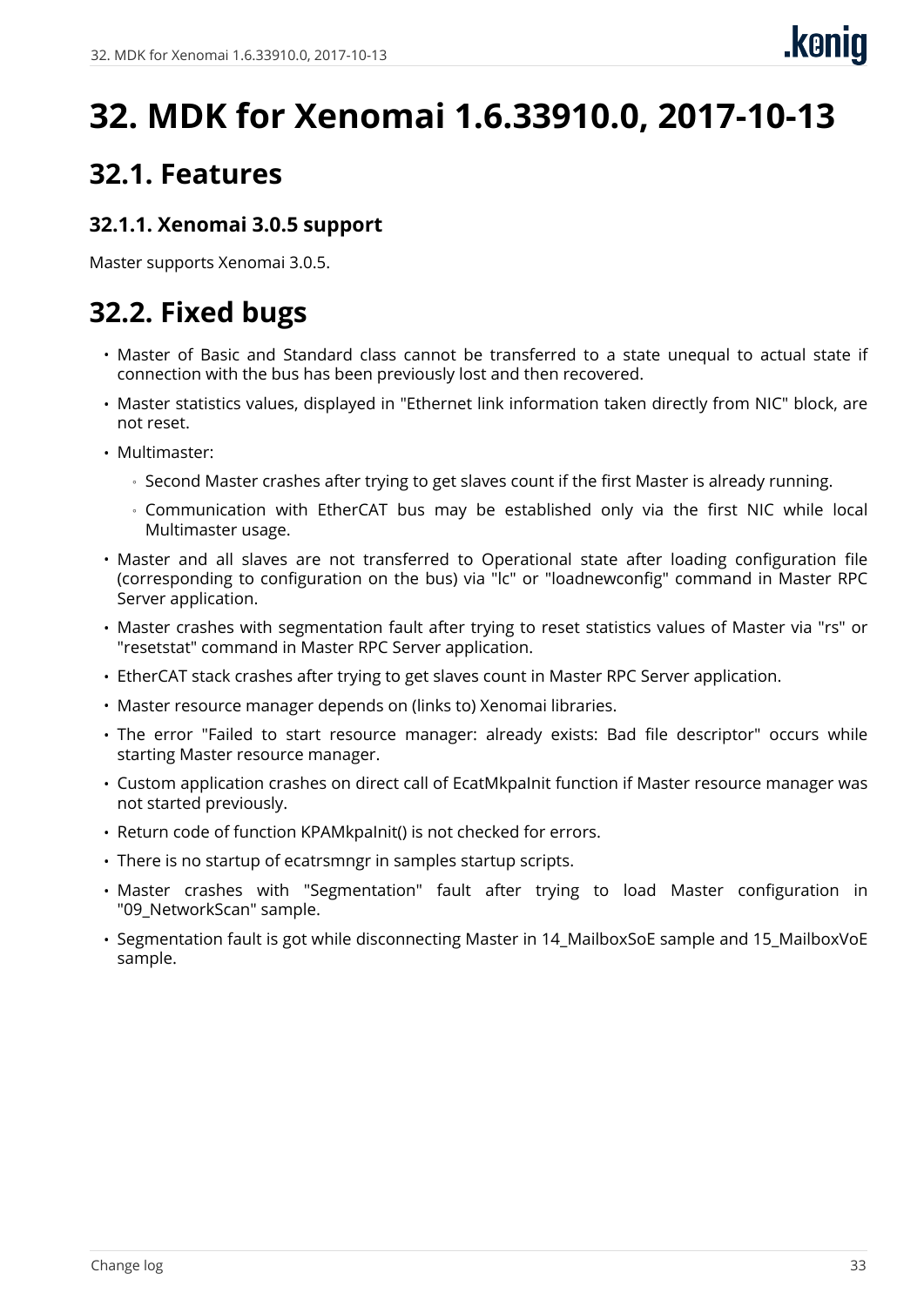# 32. MDK for Xenomai 1.6.33910.0, 2017-10-13

## 32.1. Features

### 32.1.1. Xenomai 3.0.5 support

Master supports Xenomai 3.0.5.

## 32.2. Fixed bugs

- Master of Basic and Standard class cannot be transferred to a state unequal to actual state if connection with the bus has been previously lost and then recovered.
- Master statistics values, displayed in "Ethernet link information taken directly from NIC" block, are not reset.
- Multimaster:
  - Second Master crashes after trying to get slaves count if the first Master is already running.
  - Communication with EtherCAT bus may be established only via the first NIC while local Multimaster usage.
- Master and all slaves are not transferred to Operational state after loading configuration file (corresponding to configuration on the bus) via "lc" or "loadnewconfig" command in Master RPC Server application.
- Master crashes with segmentation fault after trying to reset statistics values of Master via "rs" or "resetstat" command in Master RPC Server application.
- EtherCAT stack crashes after trying to get slaves count in Master RPC Server application.
- Master resource manager depends on (links to) Xenomai libraries.
- The error "Failed to start resource manager: already exists: Bad file descriptor" occurs while starting Master resource manager.
- Custom application crashes on direct call of EcatMkpaInit function if Master resource manager was not started previously.
- Return code of function KPAMkpaInit() is not checked for errors.
- There is no startup of ecatrsmngr in samples startup scripts.
- Master crashes with "Segmentation" fault after trying to load Master configuration in "09_NetworkScan" sample.
- Segmentation fault is got while disconnecting Master in 14_MailboxSoE sample and 15_MailboxVoE sample.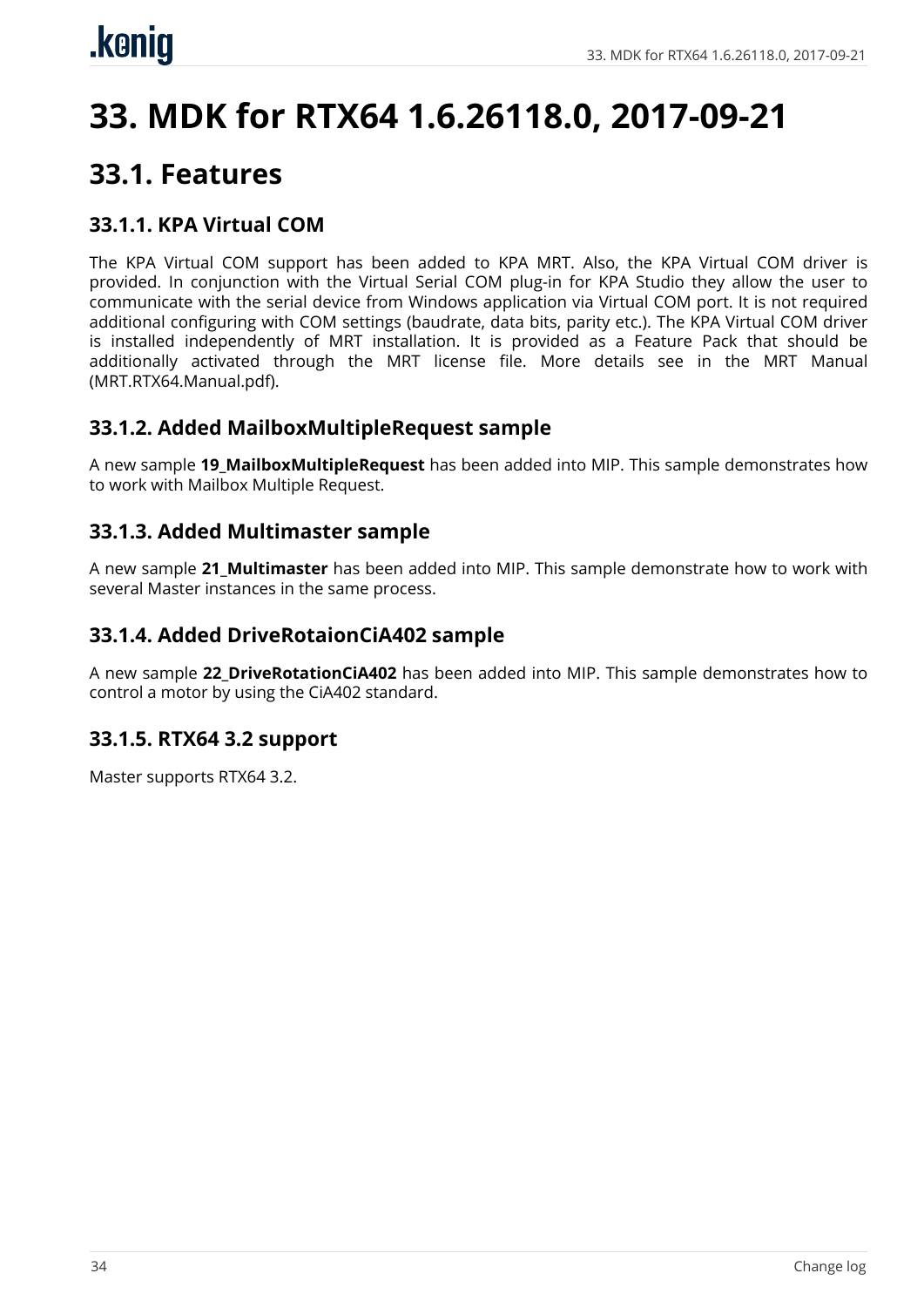# 33. MDK for RTX64 1.6.26118.0, 2017-09-21

## 33.1. Features

### 33.1.1. KPA Virtual COM

The KPA Virtual COM support has been added to KPA MRT. Also, the KPA Virtual COM driver is provided. In conjunction with the Virtual Serial COM plug-in for KPA Studio they allow the user to communicate with the serial device from Windows application via Virtual COM port. It is not required additional configuring with COM settings (baudrate, data bits, parity etc.). The KPA Virtual COM driver is installed independently of MRT installation. It is provided as a Feature Pack that should be additionally activated through the MRT license file. More details see in the MRT Manual (MRT.RTX64.Manual.pdf).

### 33.1.2. Added MailboxMultipleRequest sample

A new sample **19_MailboxMultipleRequest** has been added into MIP. This sample demonstrates how to work with Mailbox Multiple Request.

### 33.1.3. Added Multimaster sample

A new sample **21_Multimaster** has been added into MIP. This sample demonstrate how to work with several Master instances in the same process.

### 33.1.4. Added DriveRotaionCiA402 sample

A new sample **22_DriveRotationCiA402** has been added into MIP. This sample demonstrates how to control a motor by using the CiA402 standard.

### 33.1.5. RTX64 3.2 support

Master supports RTX64 3.2.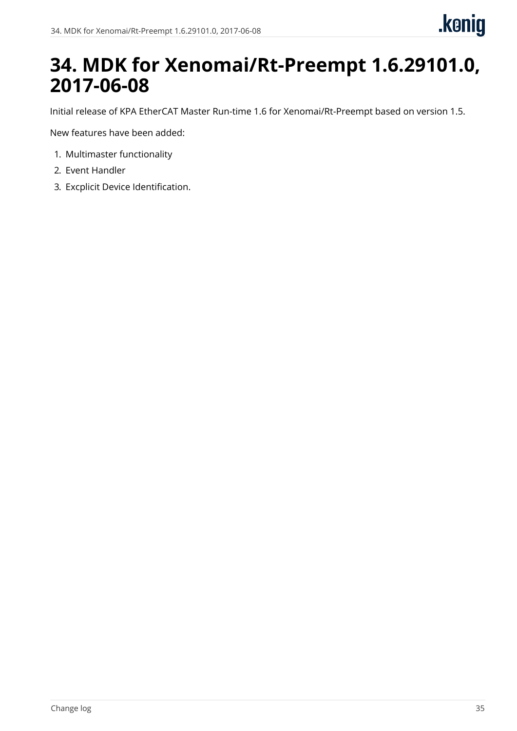# 34. MDK for Xenomai/Rt-Preempt 1.6.29101.0, 2017-06-08

Initial release of KPA EtherCAT Master Run-time 1.6 for Xenomai/Rt-Preempt based on version 1.5.

New features have been added:

1. Multimaster functionality
2. Event Handler
3. Excplicit Device Identification.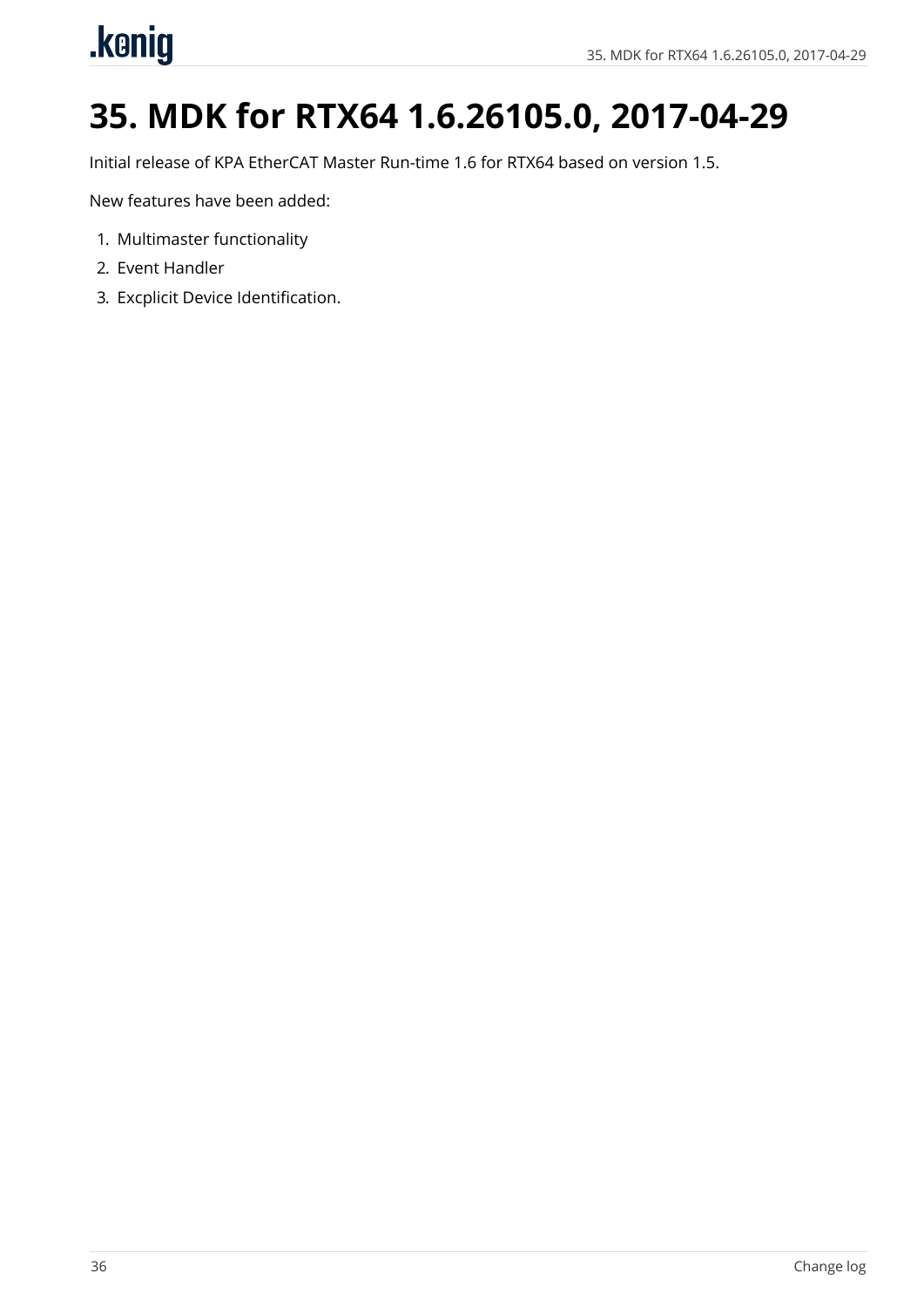# 35. MDK for RTX64 1.6.26105.0, 2017-04-29

Initial release of KPA EtherCAT Master Run-time 1.6 for RTX64 based on version 1.5.

New features have been added:

1. Multimaster functionality
2. Event Handler
3. Excplicit Device Identification.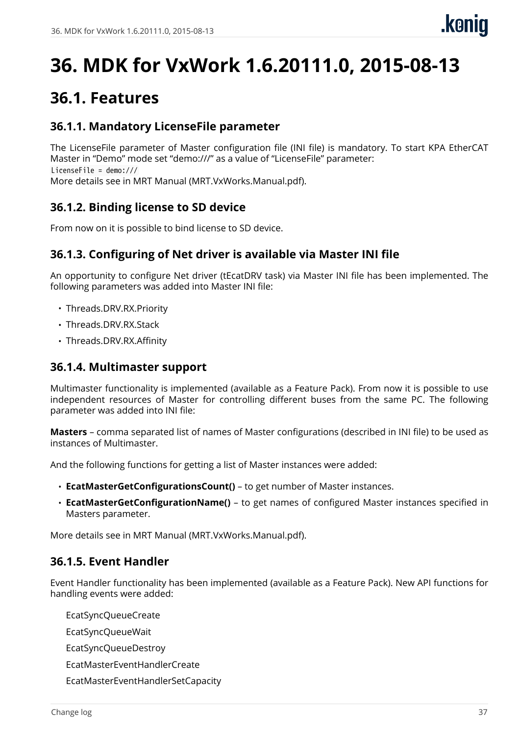# 36. MDK for VxWork 1.6.20111.0, 2015-08-13

## 36.1. Features

### 36.1.1. Mandatory LicenseFile parameter

The LicenseFile parameter of Master configuration file (INI file) is mandatory. To start KPA EtherCAT Master in “Demo” mode set “demo:///” as a value of “LicenseFile” parameter:

```
LicenseFile = demo:///
```

More details see in MRT Manual (MRT.VxWorks.Manual.pdf).

### 36.1.2. Binding license to SD device

From now on it is possible to bind license to SD device.

### 36.1.3. Configuring of Net driver is available via Master INI file

An opportunity to configure Net driver (tEcatDRV task) via Master INI file has been implemented. The following parameters was added into Master INI file:

- Threads.DRV.RX.Priority
- Threads.DRV.RX.Stack
- Threads.DRV.RX.Affinity

### 36.1.4. Multimaster support

Multimaster functionality is implemented (available as a Feature Pack). From now it is possible to use independent resources of Master for controlling different buses from the same PC. The following parameter was added into INI file:

**Masters** – comma separated list of names of Master configurations (described in INI file) to be used as instances of Multimaster.

And the following functions for getting a list of Master instances were added:

- **EcatMasterGetConfigurationsCount()** – to get number of Master instances.
- **EcatMasterGetConfigurationName()** – to get names of configured Master instances specified in Masters parameter.

More details see in MRT Manual (MRT.VxWorks.Manual.pdf).

### 36.1.5. Event Handler

Event Handler functionality has been implemented (available as a Feature Pack). New API functions for handling events were added:

EcatSyncQueueCreate

EcatSyncQueueWait

EcatSyncQueueDestroy

EcatMasterEventHandlerCreate

EcatMasterEventHandlerSetCapacity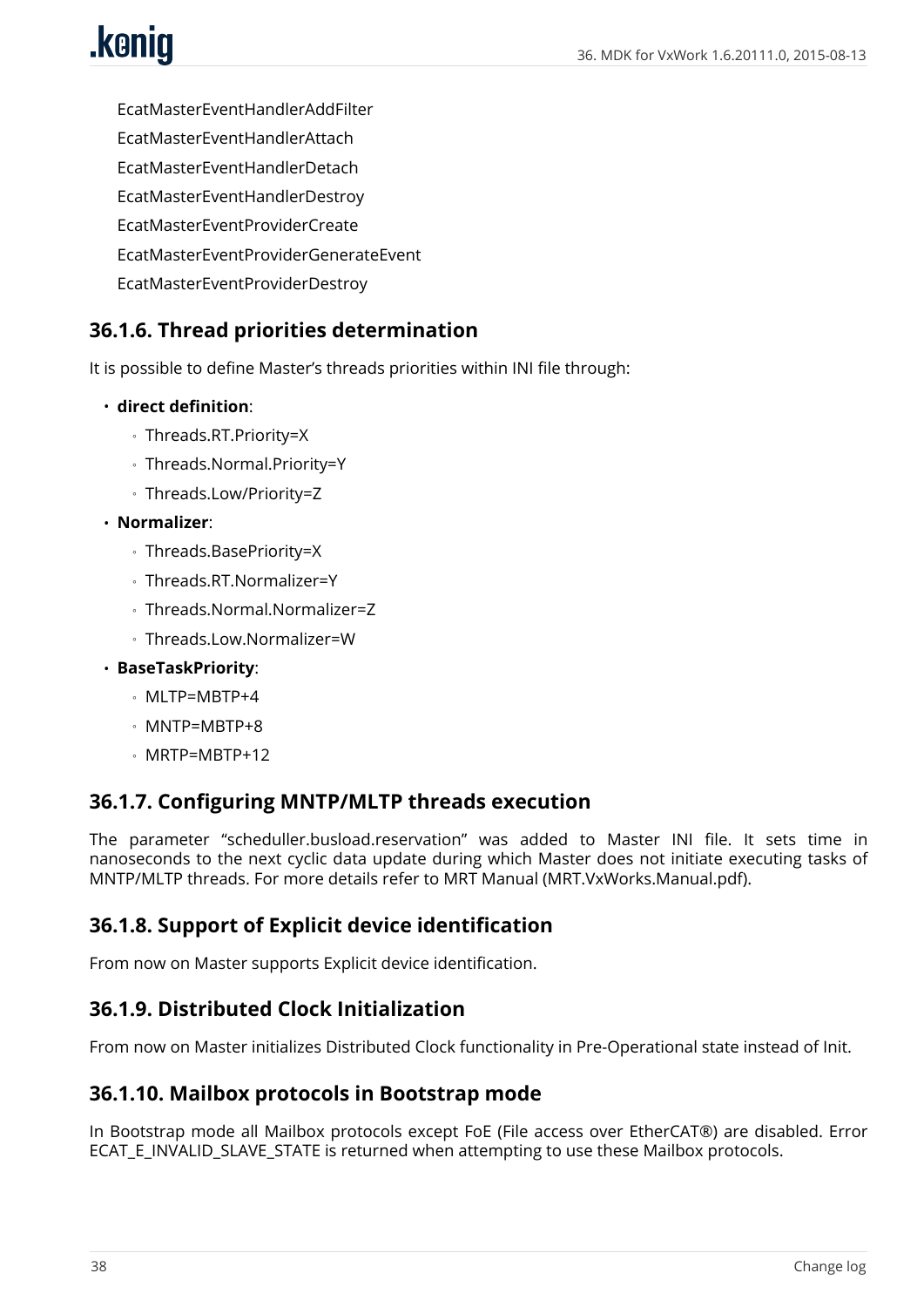EcatMasterEventHandlerAddFilter

EcatMasterEventHandlerAttach

EcatMasterEventHandlerDetach

EcatMasterEventHandlerDestroy

EcatMasterEventProviderCreate

EcatMasterEventProviderGenerateEvent

EcatMasterEventProviderDestroy

### 36.1.6. Thread priorities determination

It is possible to define Master's threads priorities within INI file through:

- **direct definition**:
  - Threads.RT.Priority=X
  - Threads.Normal.Priority=Y
  - Threads.Low/Priority=Z
- **Normalizer**:
  - Threads.BasePriority=X
  - Threads.RT.Normalizer=Y
  - Threads.Normal.Normalizer=Z
  - Threads.Low.Normalizer=W
- **BaseTaskPriority**:
  - MLTP=MBTP+4
  - MNTP=MBTP+8
  - MRTP=MBTP+12

### 36.1.7. Configuring MNTP/MLTP threads execution

The parameter "scheduller.busload.reservation" was added to Master INI file. It sets time in nanoseconds to the next cyclic data update during which Master does not initiate executing tasks of MNTP/MLTP threads. For more details refer to MRT Manual (MRT.VxWorks.Manual.pdf).

### 36.1.8. Support of Explicit device identification

From now on Master supports Explicit device identification.

### 36.1.9. Distributed Clock Initialization

From now on Master initializes Distributed Clock functionality in Pre-Operational state instead of Init.

### 36.1.10. Mailbox protocols in Bootstrap mode

In Bootstrap mode all Mailbox protocols except FoE (File access over EtherCAT®) are disabled. Error ECAT_E_INVALID_SLAVE_STATE is returned when attempting to use these Mailbox protocols.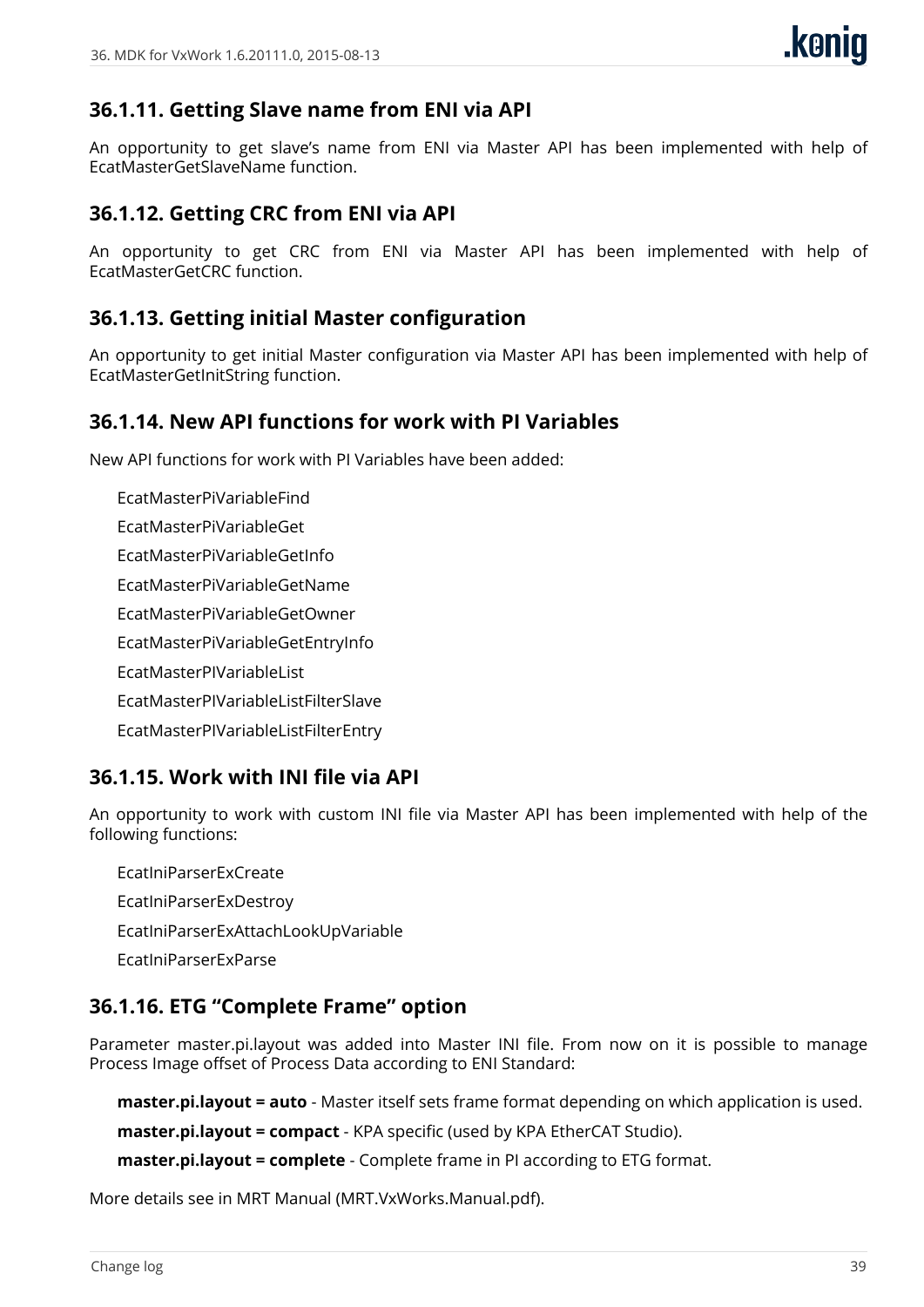### 36.1.11. Getting Slave name from ENI via API

An opportunity to get slave's name from ENI via Master API has been implemented with help of EcatMasterGetSlaveName function.

### 36.1.12. Getting CRC from ENI via API

An opportunity to get CRC from ENI via Master API has been implemented with help of EcatMasterGetCRC function.

### 36.1.13. Getting initial Master configuration

An opportunity to get initial Master configuration via Master API has been implemented with help of EcatMasterGetInitString function.

### 36.1.14. New API functions for work with PI Variables

New API functions for work with PI Variables have been added:

EcatMasterPiVariableFind

EcatMasterPiVariableGet

EcatMasterPiVariableGetInfo

EcatMasterPiVariableGetName

EcatMasterPiVariableGetOwner

EcatMasterPiVariableGetEntryInfo

EcatMasterPIVariableList

EcatMasterPIVariableListFilterSlave

EcatMasterPIVariableListFilterEntry

### 36.1.15. Work with INI file via API

An opportunity to work with custom INI file via Master API has been implemented with help of the following functions:

EcatIniParserExCreate

EcatIniParserExDestroy

EcatIniParserExAttachLookUpVariable

EcatIniParserExParse

### 36.1.16. ETG "Complete Frame" option

Parameter master.pi.layout was added into Master INI file. From now on it is possible to manage Process Image offset of Process Data according to ENI Standard:

**master.pi.layout = auto** - Master itself sets frame format depending on which application is used.

**master.pi.layout = compact** - KPA specific (used by KPA EtherCAT Studio).

**master.pi.layout = complete** - Complete frame in PI according to ETG format.

More details see in MRT Manual (MRT.VxWorks.Manual.pdf).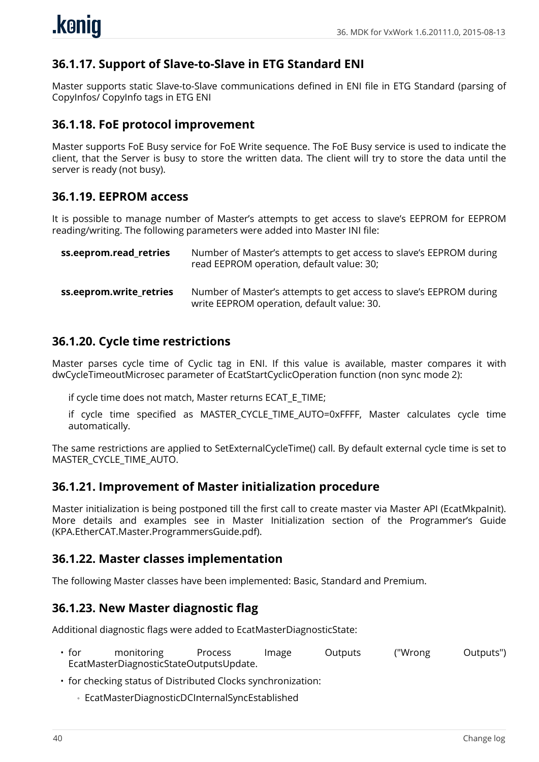### 36.1.17. Support of Slave-to-Slave in ETG Standard ENI

Master supports static Slave-to-Slave communications defined in ENI file in ETG Standard (parsing of CopyInfos/ CopyInfo tags in ETG ENI

### 36.1.18. FoE protocol improvement

Master supports FoE Busy service for FoE Write sequence. The FoE Busy service is used to indicate the client, that the Server is busy to store the written data. The client will try to store the data until the server is ready (not busy).

### 36.1.19. EEPROM access

It is possible to manage number of Master's attempts to get access to slave's EEPROM for EEPROM reading/writing. The following parameters were added into Master INI file:

**ss.eeprom.read_retries** Number of Master's attempts to get access to slave's EEPROM during read EEPROM operation, default value: 30;

**ss.eeprom.write_retries** Number of Master's attempts to get access to slave's EEPROM during write EEPROM operation, default value: 30.

### 36.1.20. Cycle time restrictions

Master parses cycle time of Cyclic tag in ENI. If this value is available, master compares it with dwCycleTimeoutMicrosec parameter of EcatStartCyclicOperation function (non sync mode 2):

if cycle time does not match, Master returns ECAT_E_TIME;

if cycle time specified as MASTER_CYCLE_TIME_AUTO=0xFFFF, Master calculates cycle time automatically.

The same restrictions are applied to SetExternalCycleTime() call. By default external cycle time is set to MASTER_CYCLE_TIME_AUTO.

### 36.1.21. Improvement of Master initialization procedure

Master initialization is being postponed till the first call to create master via Master API (EcatMkpaInit). More details and examples see in Master Initialization section of the Programmer's Guide (KPA.EtherCAT.Master.ProgrammersGuide.pdf).

### 36.1.22. Master classes implementation

The following Master classes have been implemented: Basic, Standard and Premium.

### 36.1.23. New Master diagnostic flag

Additional diagnostic flags were added to EcatMasterDiagnosticState:

- for monitoring Process Image Outputs ("Wrong Outputs") EcatMasterDiagnosticStateOutputsUpdate.
- for checking status of Distributed Clocks synchronization:
  - EcatMasterDiagnosticDCInternalSyncEstablished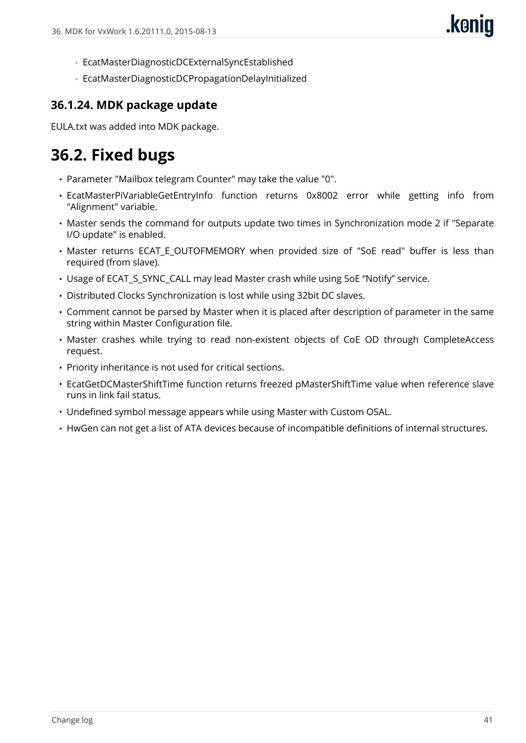- EcatMasterDiagnosticDCExternalSyncEstablished
  - EcatMasterDiagnosticDCPropagationDelayInitialized

### 36.1.24. MDK package update

EULA.txt was added into MDK package.

## 36.2. Fixed bugs

- Parameter "Mailbox telegram Counter" may take the value "0".
- EcatMasterPiVariableGetEntryInfo function returns 0x8002 error while getting info from "Alignment" variable.
- Master sends the command for outputs update two times in Synchronization mode 2 if "Separate I/O update" is enabled.
- Master returns ECAT_E_OUTOFMEMORY when provided size of "SoE read" buffer is less than required (from slave).
- Usage of ECAT_S_SYNC_CALL may lead Master crash while using SoE “Notify” service.
- Distributed Clocks Synchronization is lost while using 32bit DC slaves.
- Comment cannot be parsed by Master when it is placed after description of parameter in the same string within Master Configuration file.
- Master crashes while trying to read non-existent objects of CoE OD through CompleteAccess request.
- Priority inheritance is not used for critical sections.
- EcatGetDCMasterShiftTime function returns freezed pMasterShiftTime value when reference slave runs in link fail status.
- Undefined symbol message appears while using Master with Custom OSAL.
- HwGen can not get a list of ATA devices because of incompatible definitions of internal structures.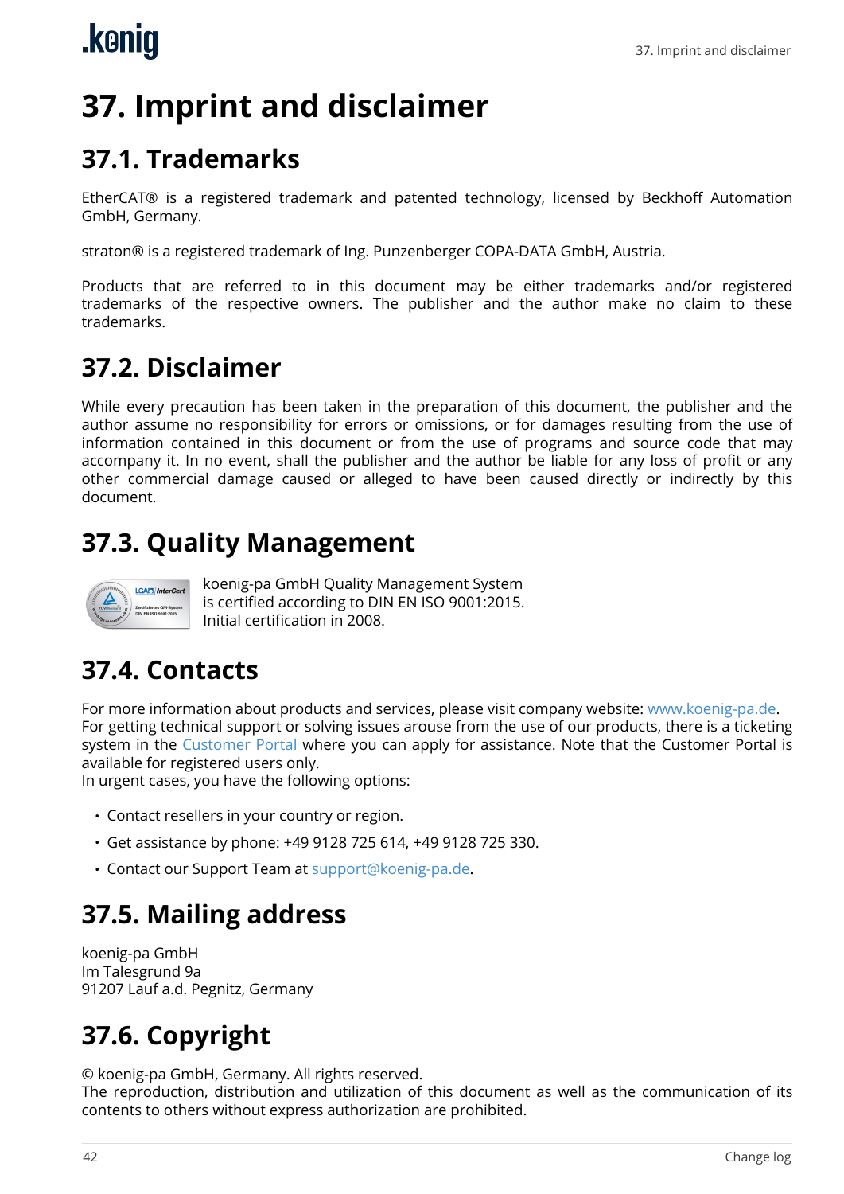# 37. Imprint and disclaimer

## 37.1. Trademarks

EtherCAT® is a registered trademark and patented technology, licensed by Beckhoff Automation GmbH, Germany.

straton® is a registered trademark of Ing. Punzenberger COPA-DATA GmbH, Austria.

Products that are referred to in this document may be either trademarks and/or registered trademarks of the respective owners. The publisher and the author make no claim to these trademarks.

## 37.2. Disclaimer

While every precaution has been taken in the preparation of this document, the publisher and the author assume no responsibility for errors or omissions, or for damages resulting from the use of information contained in this document or from the use of programs and source code that may accompany it. In no event, shall the publisher and the author be liable for any loss of profit or any other commercial damage caused or alleged to have been caused directly or indirectly by this document.

## 37.3. Quality Management

koenig-pa GmbH Quality Management System
is certified according to DIN EN ISO 9001:2015.
Initial certification in 2008.

## 37.4. Contacts

For more information about products and services, please visit company website: www.koenig-pa.de.
For getting technical support or solving issues arouse from the use of our products, there is a ticketing system in the Customer Portal where you can apply for assistance. Note that the Customer Portal is available for registered users only.
In urgent cases, you have the following options:

- Contact resellers in your country or region.
- Get assistance by phone: +49 9128 725 614, +49 9128 725 330.
- Contact our Support Team at support@koenig-pa.de.

## 37.5. Mailing address

koenig-pa GmbH
Im Talesgrund 9a
91207 Lauf a.d. Pegnitz, Germany

## 37.6. Copyright

© koenig-pa GmbH, Germany. All rights reserved.
The reproduction, distribution and utilization of this document as well as the communication of its contents to others without express authorization are prohibited.